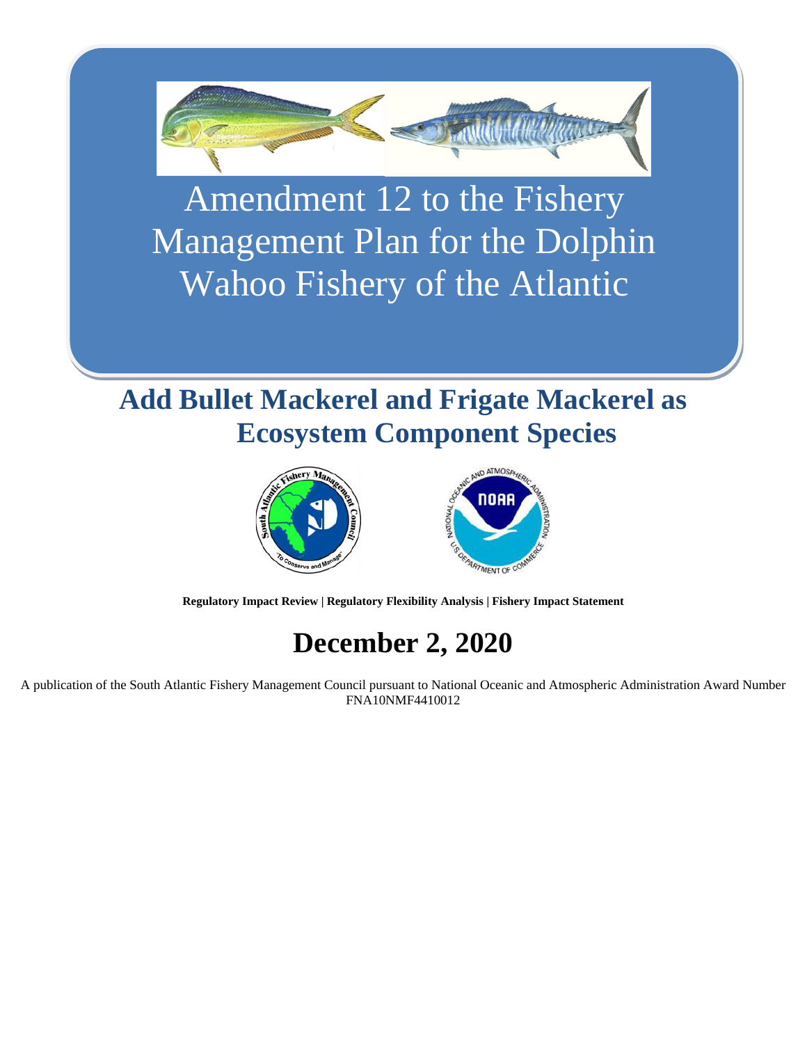# Amendment 12 to the Fishery Management Plan for the Dolphin Wahoo Fishery of the Atlantic

## Add Bullet Mackerel and Frigate Mackerel as Ecosystem Component Species

**Regulatory Impact Review | Regulatory Flexibility Analysis | Fishery Impact Statement**

## December 2, 2020

A publication of the South Atlantic Fishery Management Council pursuant to National Oceanic and Atmospheric Administration Award Number FNA10NMF4410012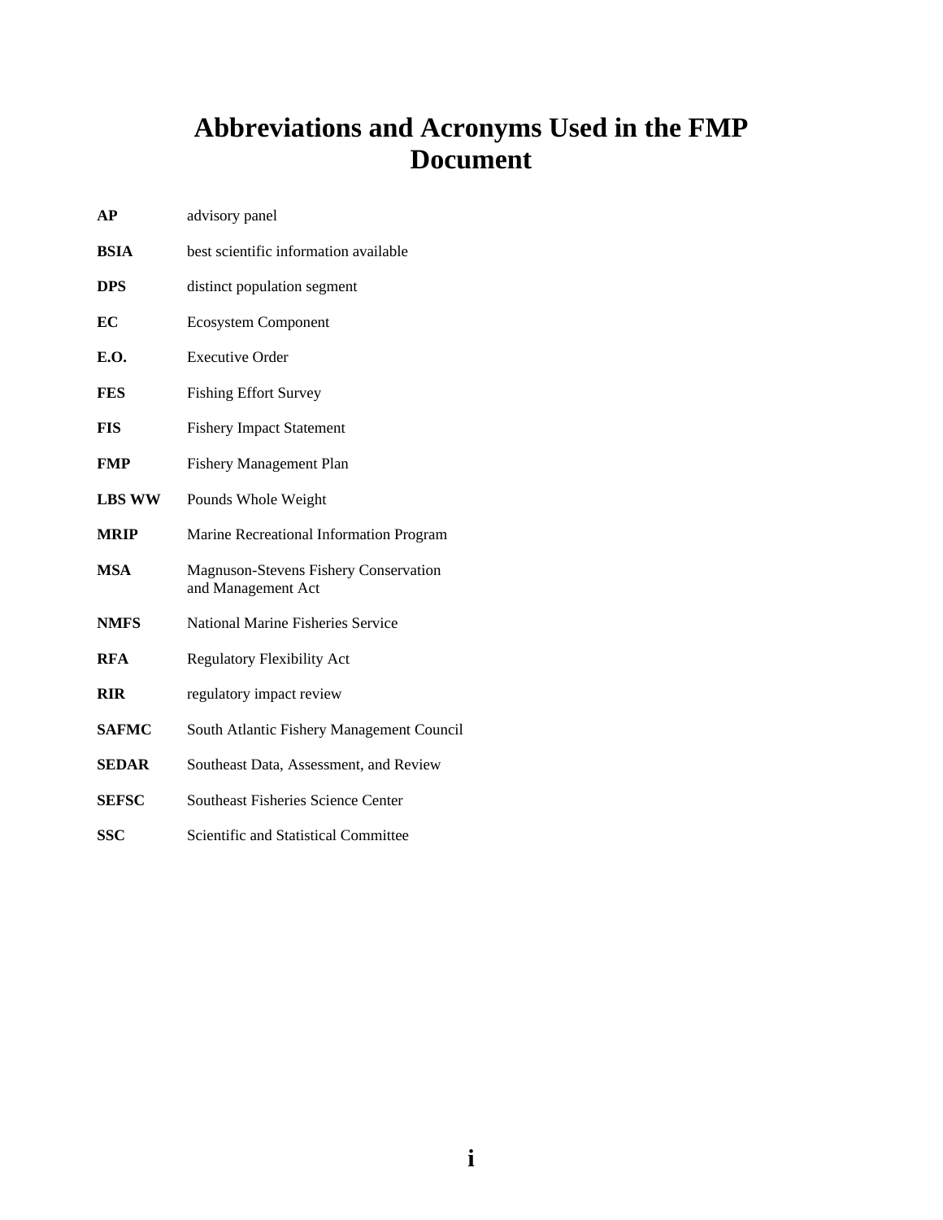# Abbreviations and Acronyms Used in the FMP Document

| | |
|---|---|
| **AP** | advisory panel |
| **BSIA** | best scientific information available |
| **DPS** | distinct population segment |
| **EC** | Ecosystem Component |
| **E.O.** | Executive Order |
| **FES** | Fishing Effort Survey |
| **FIS** | Fishery Impact Statement |
| **FMP** | Fishery Management Plan |
| **LBS WW** | Pounds Whole Weight |
| **MRIP** | Marine Recreational Information Program |
| **MSA** | Magnuson-Stevens Fishery Conservation and Management Act |
| **NMFS** | National Marine Fisheries Service |
| **RFA** | Regulatory Flexibility Act |
| **RIR** | regulatory impact review |
| **SAFMC** | South Atlantic Fishery Management Council |
| **SEDAR** | Southeast Data, Assessment, and Review |
| **SEFSC** | Southeast Fisheries Science Center |
| **SSC** | Scientific and Statistical Committee |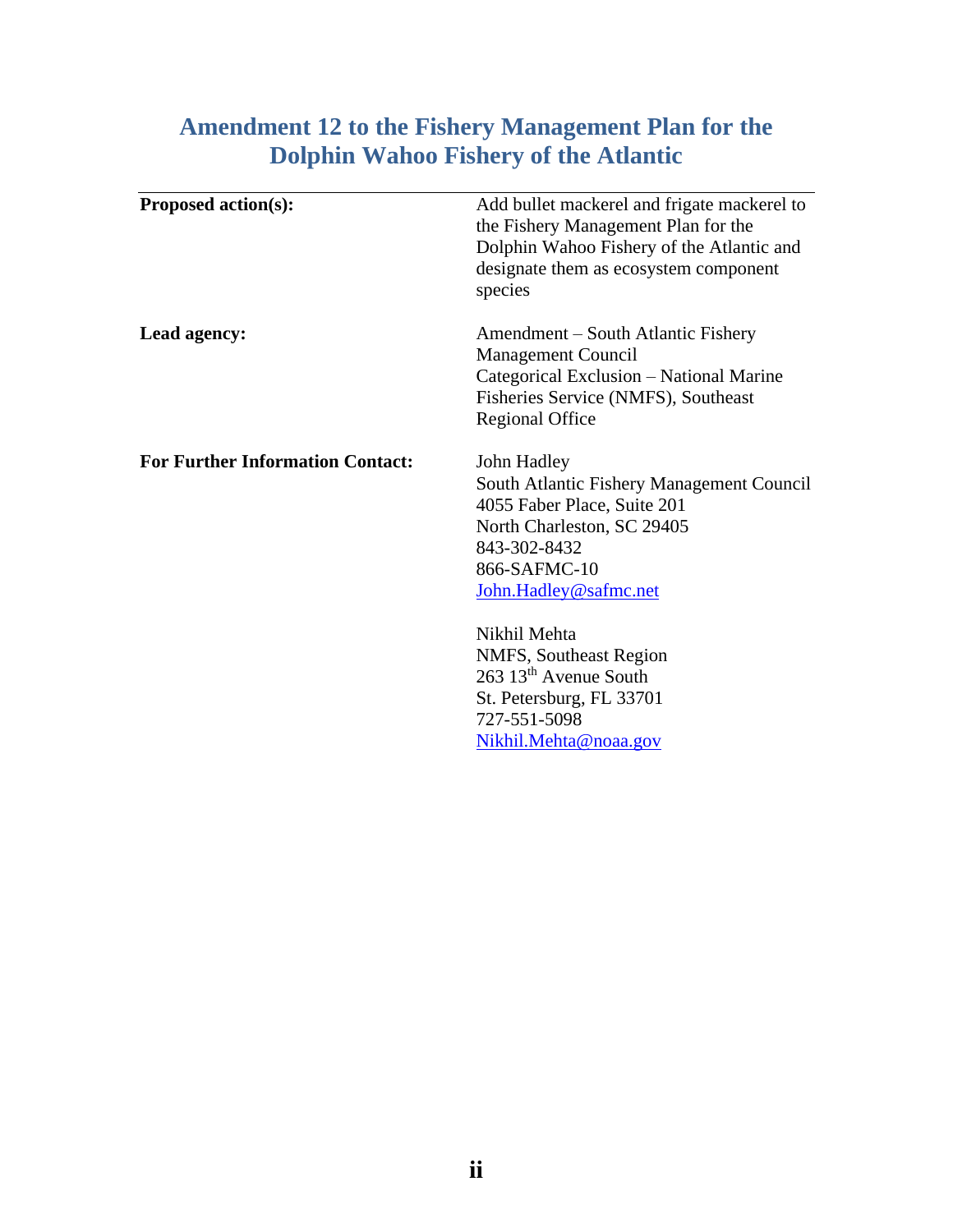# Amendment 12 to the Fishery Management Plan for the Dolphin Wahoo Fishery of the Atlantic

| | |
|---|---|
| **Proposed action(s):** | Add bullet mackerel and frigate mackerel to the Fishery Management Plan for the Dolphin Wahoo Fishery of the Atlantic and designate them as ecosystem component species |
| **Lead agency:** | Amendment – South Atlantic Fishery Management Council<br>Categorical Exclusion – National Marine Fisheries Service (NMFS), Southeast Regional Office |
| **For Further Information Contact:** | John Hadley<br>South Atlantic Fishery Management Council<br>4055 Faber Place, Suite 201<br>North Charleston, SC 29405<br>843-302-8432<br>866-SAFMC-10<br>John.Hadley@safmc.net<br><br>Nikhil Mehta<br>NMFS, Southeast Region<br>263 13th Avenue South<br>St. Petersburg, FL 33701<br>727-551-5098<br>Nikhil.Mehta@noaa.gov |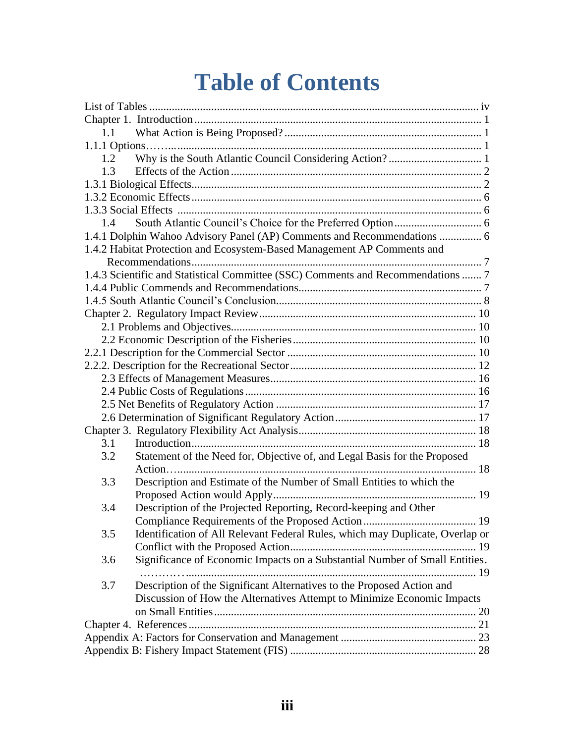# Table of Contents

List of Tables .................................................................................................................. iv
Chapter 1. Introduction ...................................................................................................... 1
  1.1 What Action is Being Proposed? ............................................................................... 1
1.1.1 Options…….................................................................................................................. 1
  1.2 Why is the South Atlantic Council Considering Action? ............................................ 1
  1.3 Effects of the Action .................................................................................................... 2
1.3.1 Biological Effects........................................................................................................ 2
1.3.2 Economic Effects ........................................................................................................ 6
1.3.3 Social Effects ............................................................................................................. 6
  1.4 South Atlantic Council's Choice for the Preferred Option........................................... 6
1.4.1 Dolphin Wahoo Advisory Panel (AP) Comments and Recommendations ............... 6
1.4.2 Habitat Protection and Ecosystem-Based Management AP Comments and Recommendations...................................................................................................... 7
1.4.3 Scientific and Statistical Committee (SSC) Comments and Recommendations ....... 7
1.4.4 Public Commends and Recommendations.................................................................. 7
1.4.5 South Atlantic Council's Conclusion.......................................................................... 8
Chapter 2. Regulatory Impact Review ............................................................................ 10
  2.1 Problems and Objectives.............................................................................................. 10
  2.2 Economic Description of the Fisheries ........................................................................ 10
2.2.1 Description for the Commercial Sector .................................................................... 10
2.2.2. Description for the Recreational Sector .................................................................... 12
  2.3 Effects of Management Measures................................................................................ 16
  2.4 Public Costs of Regulations.......................................................................................... 16
  2.5 Net Benefits of Regulatory Action ............................................................................... 17
  2.6 Determination of Significant Regulatory Action.......................................................... 17
Chapter 3. Regulatory Flexibility Act Analysis............................................................... 18
  3.1 Introduction.................................................................................................................. 18
  3.2 Statement of the Need for, Objective of, and Legal Basis for the Proposed Action…........................................................................................................................ 18
  3.3 Description and Estimate of the Number of Small Entities to which the Proposed Action would Apply.................................................................................................... 19
  3.4 Description of the Projected Reporting, Record-keeping and Other Compliance Requirements of the Proposed Action ........................................................................ 19
  3.5 Identification of All Relevant Federal Rules, which may Duplicate, Overlap or Conflict with the Proposed Action.............................................................................. 19
  3.6 Significance of Economic Impacts on a Substantial Number of Small Entities. …………........................................................................................................................ 19
  3.7 Description of the Significant Alternatives to the Proposed Action and Discussion of How the Alternatives Attempt to Minimize Economic Impacts on Small Entities ........................................................................................................... 20
Chapter 4. References ....................................................................................................... 21
Appendix A: Factors for Conservation and Management ................................................ 23
Appendix B: Fishery Impact Statement (FIS) .................................................................. 28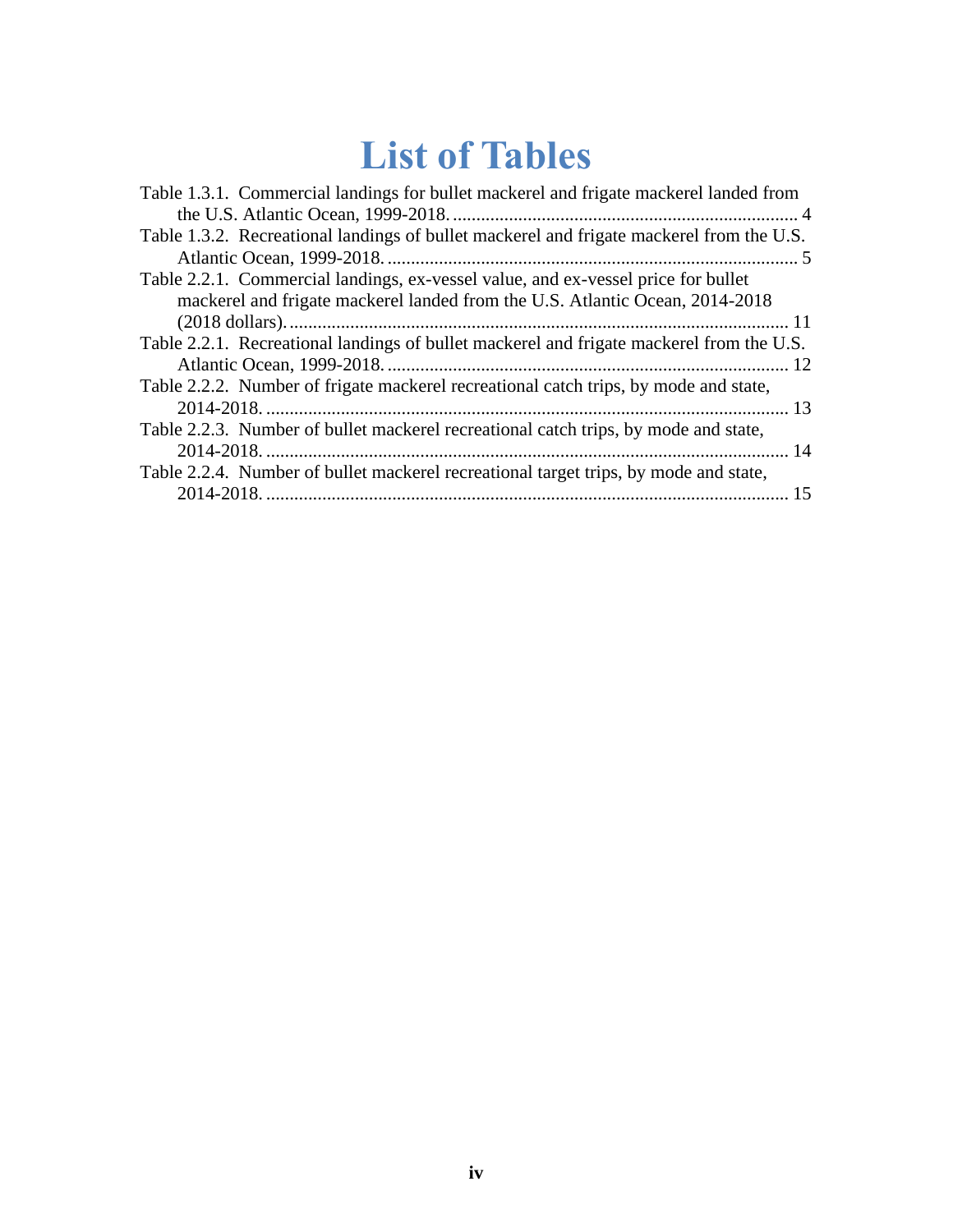# List of Tables

Table 1.3.1. Commercial landings for bullet mackerel and frigate mackerel landed from the U.S. Atlantic Ocean, 1999-2018. .......... 4

Table 1.3.2. Recreational landings of bullet mackerel and frigate mackerel from the U.S. Atlantic Ocean, 1999-2018. .......... 5

Table 2.2.1. Commercial landings, ex-vessel value, and ex-vessel price for bullet mackerel and frigate mackerel landed from the U.S. Atlantic Ocean, 2014-2018 (2018 dollars). .......... 11

Table 2.2.1. Recreational landings of bullet mackerel and frigate mackerel from the U.S. Atlantic Ocean, 1999-2018. .......... 12

Table 2.2.2. Number of frigate mackerel recreational catch trips, by mode and state, 2014-2018. .......... 13

Table 2.2.3. Number of bullet mackerel recreational catch trips, by mode and state, 2014-2018. .......... 14

Table 2.2.4. Number of bullet mackerel recreational target trips, by mode and state, 2014-2018. .......... 15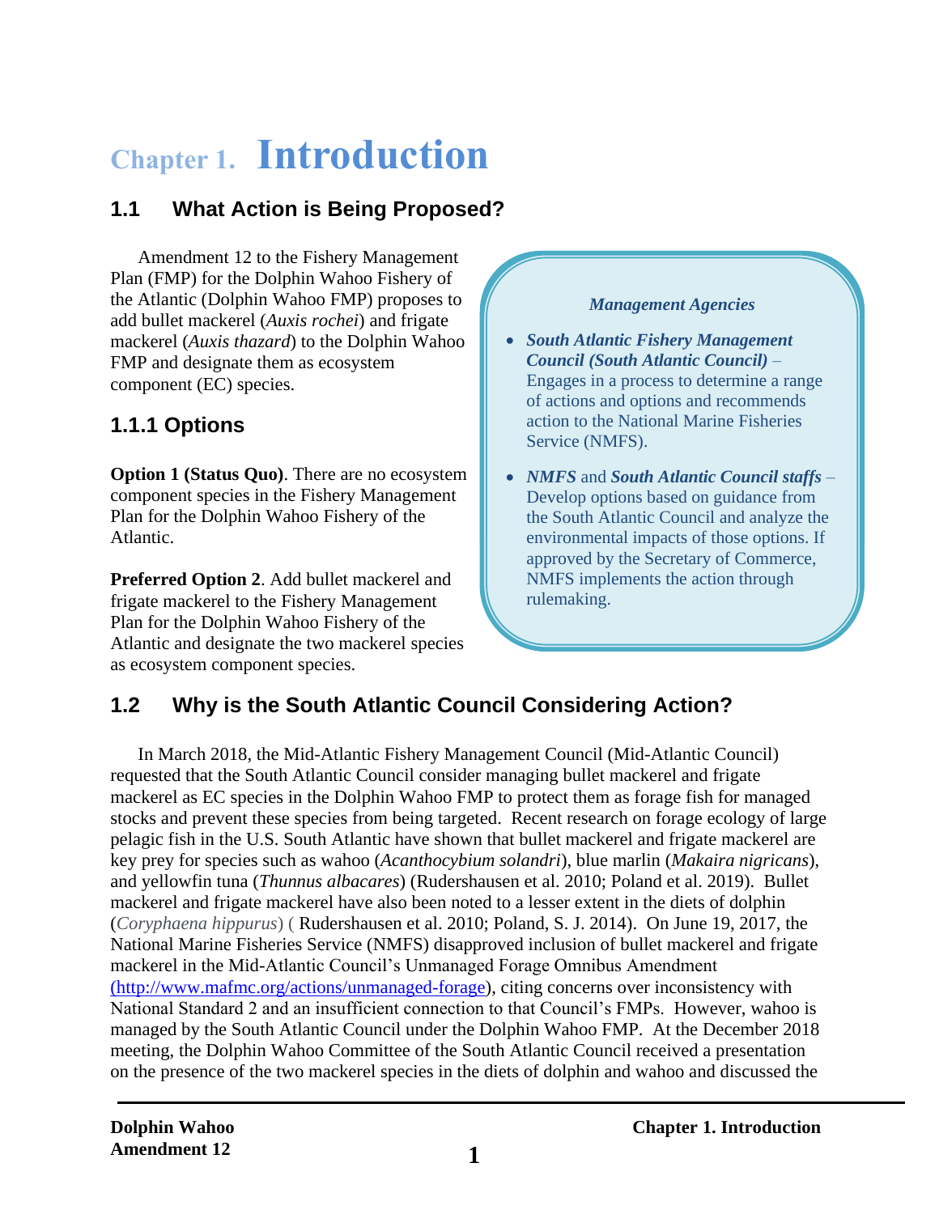# Chapter 1. Introduction

## 1.1 What Action is Being Proposed?

Amendment 12 to the Fishery Management Plan (FMP) for the Dolphin Wahoo Fishery of the Atlantic (Dolphin Wahoo FMP) proposes to add bullet mackerel (*Auxis rochei*) and frigate mackerel (*Auxis thazard*) to the Dolphin Wahoo FMP and designate them as ecosystem component (EC) species.

### 1.1.1 Options

**Option 1 (Status Quo)**. There are no ecosystem component species in the Fishery Management Plan for the Dolphin Wahoo Fishery of the Atlantic.

**Preferred Option 2**. Add bullet mackerel and frigate mackerel to the Fishery Management Plan for the Dolphin Wahoo Fishery of the Atlantic and designate the two mackerel species as ecosystem component species.

*Management Agencies*

- ***South Atlantic Fishery Management Council (South Atlantic Council)*** – Engages in a process to determine a range of actions and options and recommends action to the National Marine Fisheries Service (NMFS).
- ***NMFS*** and ***South Atlantic Council staffs*** – Develop options based on guidance from the South Atlantic Council and analyze the environmental impacts of those options. If approved by the Secretary of Commerce, NMFS implements the action through rulemaking.

## 1.2 Why is the South Atlantic Council Considering Action?

In March 2018, the Mid-Atlantic Fishery Management Council (Mid-Atlantic Council) requested that the South Atlantic Council consider managing bullet mackerel and frigate mackerel as EC species in the Dolphin Wahoo FMP to protect them as forage fish for managed stocks and prevent these species from being targeted. Recent research on forage ecology of large pelagic fish in the U.S. South Atlantic have shown that bullet mackerel and frigate mackerel are key prey for species such as wahoo (*Acanthocybium solandri*), blue marlin (*Makaira nigricans*), and yellowfin tuna (*Thunnus albacares*) (Rudershausen et al. 2010; Poland et al. 2019). Bullet mackerel and frigate mackerel have also been noted to a lesser extent in the diets of dolphin (*Coryphaena hippurus*) ( Rudershausen et al. 2010; Poland, S. J. 2014). On June 19, 2017, the National Marine Fisheries Service (NMFS) disapproved inclusion of bullet mackerel and frigate mackerel in the Mid-Atlantic Council's Unmanaged Forage Omnibus Amendment (http://www.mafmc.org/actions/unmanaged-forage), citing concerns over inconsistency with National Standard 2 and an insufficient connection to that Council's FMPs. However, wahoo is managed by the South Atlantic Council under the Dolphin Wahoo FMP. At the December 2018 meeting, the Dolphin Wahoo Committee of the South Atlantic Council received a presentation on the presence of the two mackerel species in the diets of dolphin and wahoo and discussed the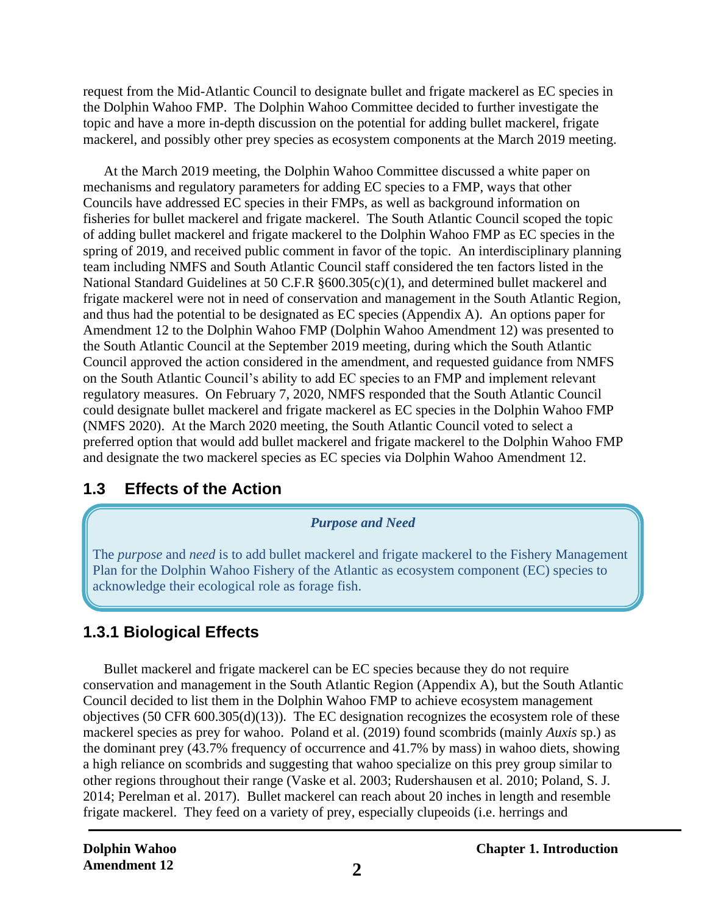request from the Mid-Atlantic Council to designate bullet and frigate mackerel as EC species in the Dolphin Wahoo FMP. The Dolphin Wahoo Committee decided to further investigate the topic and have a more in-depth discussion on the potential for adding bullet mackerel, frigate mackerel, and possibly other prey species as ecosystem components at the March 2019 meeting.

At the March 2019 meeting, the Dolphin Wahoo Committee discussed a white paper on mechanisms and regulatory parameters for adding EC species to a FMP, ways that other Councils have addressed EC species in their FMPs, as well as background information on fisheries for bullet mackerel and frigate mackerel. The South Atlantic Council scoped the topic of adding bullet mackerel and frigate mackerel to the Dolphin Wahoo FMP as EC species in the spring of 2019, and received public comment in favor of the topic. An interdisciplinary planning team including NMFS and South Atlantic Council staff considered the ten factors listed in the National Standard Guidelines at 50 C.F.R §600.305(c)(1), and determined bullet mackerel and frigate mackerel were not in need of conservation and management in the South Atlantic Region, and thus had the potential to be designated as EC species (Appendix A). An options paper for Amendment 12 to the Dolphin Wahoo FMP (Dolphin Wahoo Amendment 12) was presented to the South Atlantic Council at the September 2019 meeting, during which the South Atlantic Council approved the action considered in the amendment, and requested guidance from NMFS on the South Atlantic Council's ability to add EC species to an FMP and implement relevant regulatory measures. On February 7, 2020, NMFS responded that the South Atlantic Council could designate bullet mackerel and frigate mackerel as EC species in the Dolphin Wahoo FMP (NMFS 2020). At the March 2020 meeting, the South Atlantic Council voted to select a preferred option that would add bullet mackerel and frigate mackerel to the Dolphin Wahoo FMP and designate the two mackerel species as EC species via Dolphin Wahoo Amendment 12.

## 1.3 Effects of the Action

***Purpose and Need***

The *purpose* and *need* is to add bullet mackerel and frigate mackerel to the Fishery Management Plan for the Dolphin Wahoo Fishery of the Atlantic as ecosystem component (EC) species to acknowledge their ecological role as forage fish.

### 1.3.1 Biological Effects

Bullet mackerel and frigate mackerel can be EC species because they do not require conservation and management in the South Atlantic Region (Appendix A), but the South Atlantic Council decided to list them in the Dolphin Wahoo FMP to achieve ecosystem management objectives (50 CFR 600.305(d)(13)). The EC designation recognizes the ecosystem role of these mackerel species as prey for wahoo. Poland et al. (2019) found scombrids (mainly *Auxis* sp.) as the dominant prey (43.7% frequency of occurrence and 41.7% by mass) in wahoo diets, showing a high reliance on scombrids and suggesting that wahoo specialize on this prey group similar to other regions throughout their range (Vaske et al. 2003; Rudershausen et al. 2010; Poland, S. J. 2014; Perelman et al. 2017). Bullet mackerel can reach about 20 inches in length and resemble frigate mackerel. They feed on a variety of prey, especially clupeoids (i.e. herrings and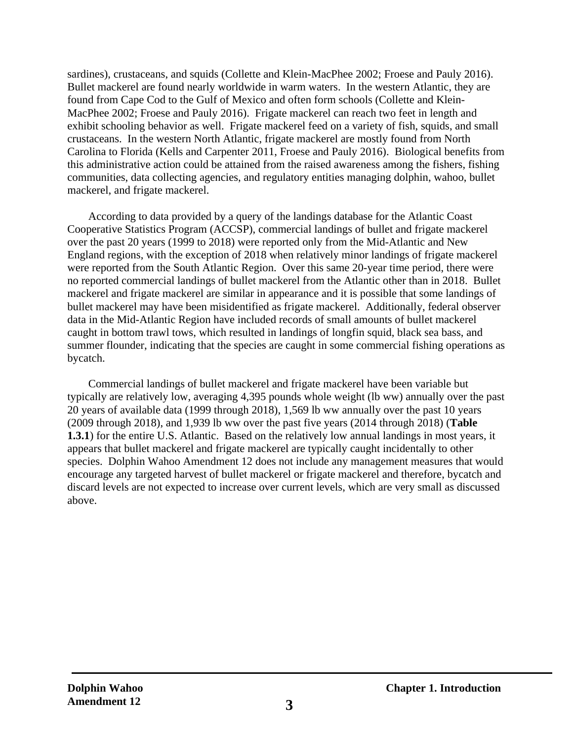sardines), crustaceans, and squids (Collette and Klein-MacPhee 2002; Froese and Pauly 2016). Bullet mackerel are found nearly worldwide in warm waters. In the western Atlantic, they are found from Cape Cod to the Gulf of Mexico and often form schools (Collette and Klein-MacPhee 2002; Froese and Pauly 2016). Frigate mackerel can reach two feet in length and exhibit schooling behavior as well. Frigate mackerel feed on a variety of fish, squids, and small crustaceans. In the western North Atlantic, frigate mackerel are mostly found from North Carolina to Florida (Kells and Carpenter 2011, Froese and Pauly 2016). Biological benefits from this administrative action could be attained from the raised awareness among the fishers, fishing communities, data collecting agencies, and regulatory entities managing dolphin, wahoo, bullet mackerel, and frigate mackerel.

According to data provided by a query of the landings database for the Atlantic Coast Cooperative Statistics Program (ACCSP), commercial landings of bullet and frigate mackerel over the past 20 years (1999 to 2018) were reported only from the Mid-Atlantic and New England regions, with the exception of 2018 when relatively minor landings of frigate mackerel were reported from the South Atlantic Region. Over this same 20-year time period, there were no reported commercial landings of bullet mackerel from the Atlantic other than in 2018. Bullet mackerel and frigate mackerel are similar in appearance and it is possible that some landings of bullet mackerel may have been misidentified as frigate mackerel. Additionally, federal observer data in the Mid-Atlantic Region have included records of small amounts of bullet mackerel caught in bottom trawl tows, which resulted in landings of longfin squid, black sea bass, and summer flounder, indicating that the species are caught in some commercial fishing operations as bycatch.

Commercial landings of bullet mackerel and frigate mackerel have been variable but typically are relatively low, averaging 4,395 pounds whole weight (lb ww) annually over the past 20 years of available data (1999 through 2018), 1,569 lb ww annually over the past 10 years (2009 through 2018), and 1,939 lb ww over the past five years (2014 through 2018) (**Table 1.3.1**) for the entire U.S. Atlantic. Based on the relatively low annual landings in most years, it appears that bullet mackerel and frigate mackerel are typically caught incidentally to other species. Dolphin Wahoo Amendment 12 does not include any management measures that would encourage any targeted harvest of bullet mackerel or frigate mackerel and therefore, bycatch and discard levels are not expected to increase over current levels, which are very small as discussed above.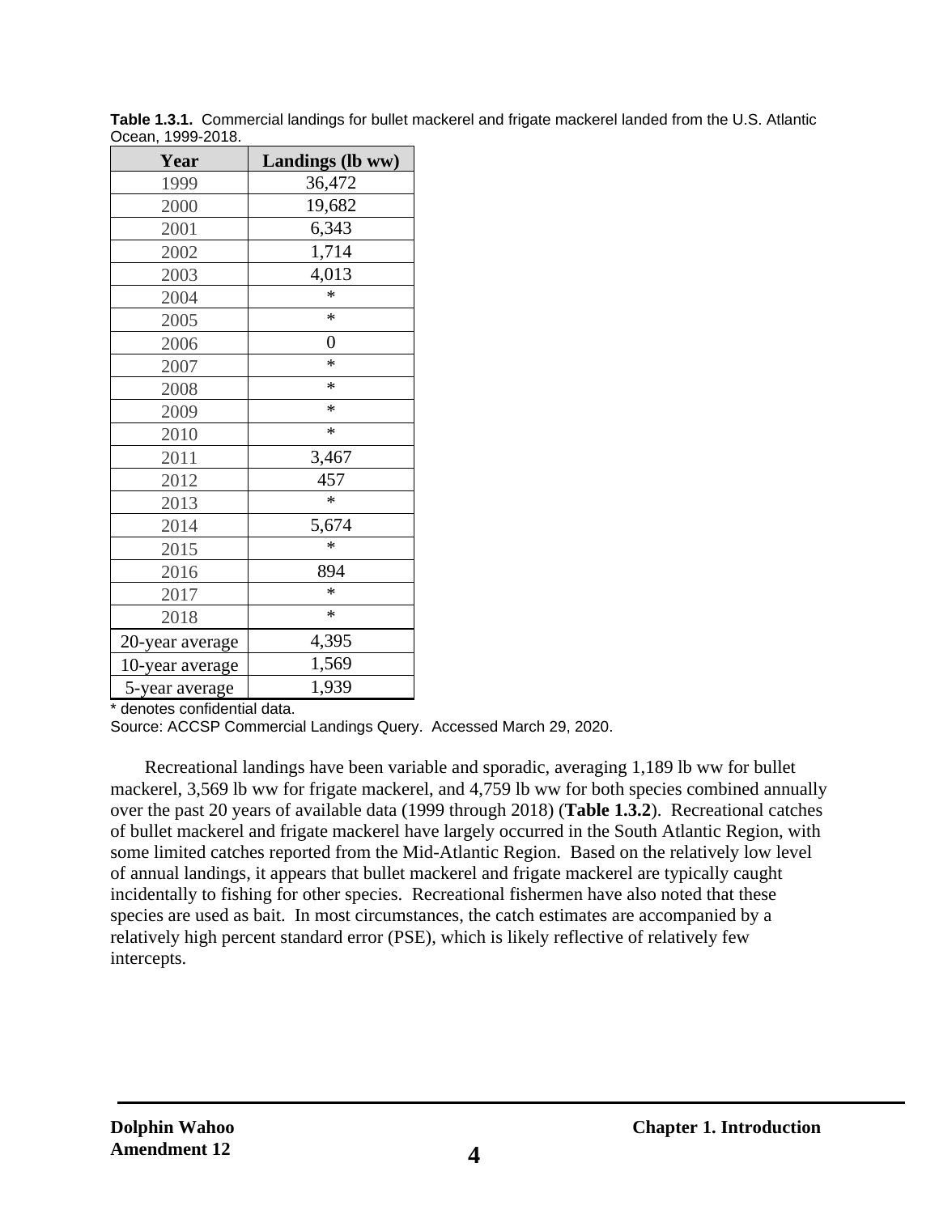**Table 1.3.1.** Commercial landings for bullet mackerel and frigate mackerel landed from the U.S. Atlantic Ocean, 1999-2018.

| Year | Landings (lb ww) |
|---|---|
| 1999 | 36,472 |
| 2000 | 19,682 |
| 2001 | 6,343 |
| 2002 | 1,714 |
| 2003 | 4,013 |
| 2004 | * |
| 2005 | * |
| 2006 | 0 |
| 2007 | * |
| 2008 | * |
| 2009 | * |
| 2010 | * |
| 2011 | 3,467 |
| 2012 | 457 |
| 2013 | * |
| 2014 | 5,674 |
| 2015 | * |
| 2016 | 894 |
| 2017 | * |
| 2018 | * |
| 20-year average | 4,395 |
| 10-year average | 1,569 |
| 5-year average | 1,939 |

\* denotes confidential data.

Source: ACCSP Commercial Landings Query. Accessed March 29, 2020.

Recreational landings have been variable and sporadic, averaging 1,189 lb ww for bullet mackerel, 3,569 lb ww for frigate mackerel, and 4,759 lb ww for both species combined annually over the past 20 years of available data (1999 through 2018) (**Table 1.3.2**). Recreational catches of bullet mackerel and frigate mackerel have largely occurred in the South Atlantic Region, with some limited catches reported from the Mid-Atlantic Region. Based on the relatively low level of annual landings, it appears that bullet mackerel and frigate mackerel are typically caught incidentally to fishing for other species. Recreational fishermen have also noted that these species are used as bait. In most circumstances, the catch estimates are accompanied by a relatively high percent standard error (PSE), which is likely reflective of relatively few intercepts.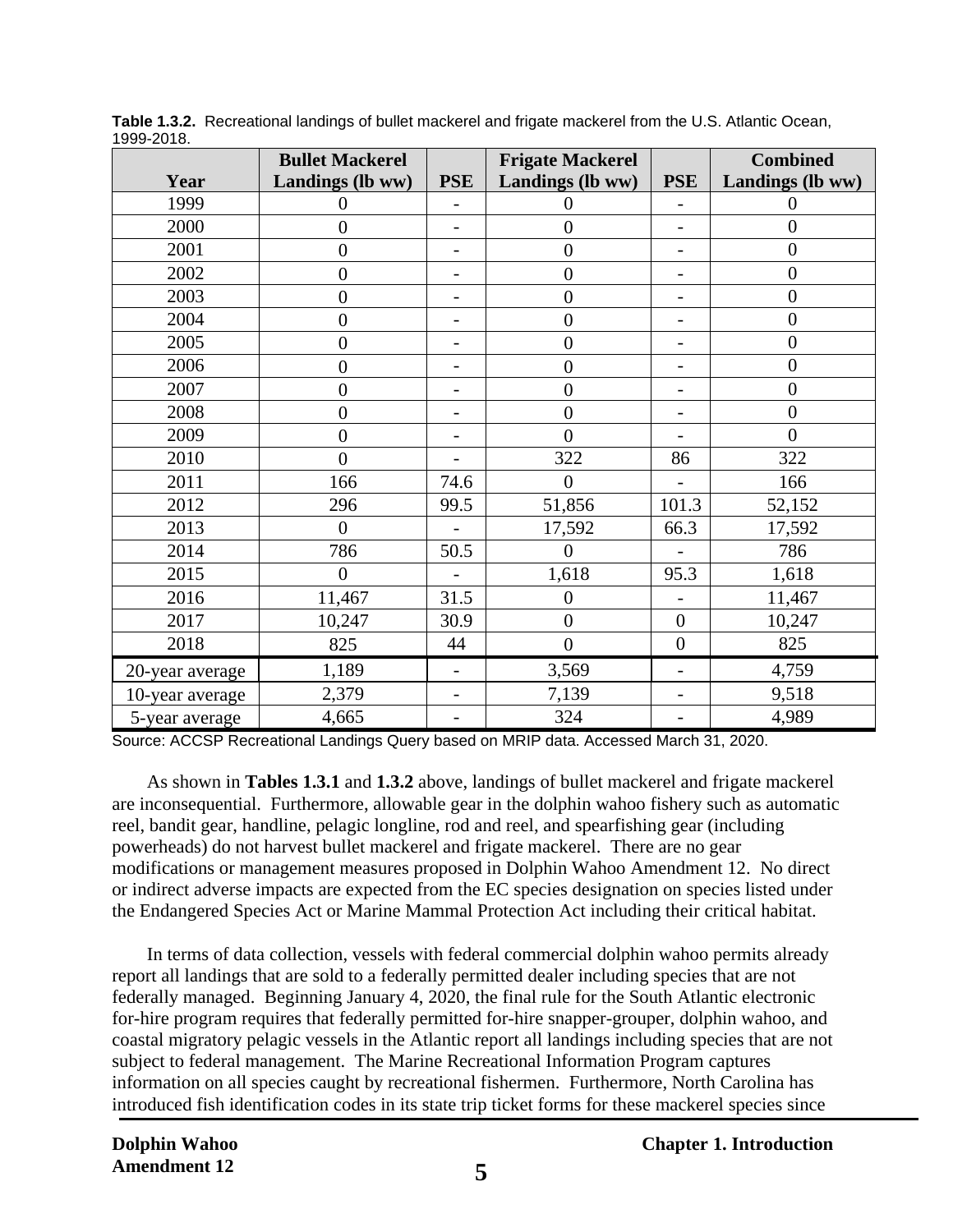**Table 1.3.2.** Recreational landings of bullet mackerel and frigate mackerel from the U.S. Atlantic Ocean, 1999-2018.

| Year | Bullet Mackerel Landings (lb ww) | PSE | Frigate Mackerel Landings (lb ww) | PSE | Combined Landings (lb ww) |
|---|---|---|---|---|---|
| 1999 | 0 | - | 0 | - | 0 |
| 2000 | 0 | - | 0 | - | 0 |
| 2001 | 0 | - | 0 | - | 0 |
| 2002 | 0 | - | 0 | - | 0 |
| 2003 | 0 | - | 0 | - | 0 |
| 2004 | 0 | - | 0 | - | 0 |
| 2005 | 0 | - | 0 | - | 0 |
| 2006 | 0 | - | 0 | - | 0 |
| 2007 | 0 | - | 0 | - | 0 |
| 2008 | 0 | - | 0 | - | 0 |
| 2009 | 0 | - | 0 | - | 0 |
| 2010 | 0 | - | 322 | 86 | 322 |
| 2011 | 166 | 74.6 | 0 | - | 166 |
| 2012 | 296 | 99.5 | 51,856 | 101.3 | 52,152 |
| 2013 | 0 | - | 17,592 | 66.3 | 17,592 |
| 2014 | 786 | 50.5 | 0 | - | 786 |
| 2015 | 0 | - | 1,618 | 95.3 | 1,618 |
| 2016 | 11,467 | 31.5 | 0 | - | 11,467 |
| 2017 | 10,247 | 30.9 | 0 | 0 | 10,247 |
| 2018 | 825 | 44 | 0 | 0 | 825 |
| 20-year average | 1,189 | - | 3,569 | - | 4,759 |
| 10-year average | 2,379 | - | 7,139 | - | 9,518 |
| 5-year average | 4,665 | - | 324 | - | 4,989 |

Source: ACCSP Recreational Landings Query based on MRIP data. Accessed March 31, 2020.

As shown in **Tables 1.3.1** and **1.3.2** above, landings of bullet mackerel and frigate mackerel are inconsequential. Furthermore, allowable gear in the dolphin wahoo fishery such as automatic reel, bandit gear, handline, pelagic longline, rod and reel, and spearfishing gear (including powerheads) do not harvest bullet mackerel and frigate mackerel. There are no gear modifications or management measures proposed in Dolphin Wahoo Amendment 12. No direct or indirect adverse impacts are expected from the EC species designation on species listed under the Endangered Species Act or Marine Mammal Protection Act including their critical habitat.

In terms of data collection, vessels with federal commercial dolphin wahoo permits already report all landings that are sold to a federally permitted dealer including species that are not federally managed. Beginning January 4, 2020, the final rule for the South Atlantic electronic for-hire program requires that federally permitted for-hire snapper-grouper, dolphin wahoo, and coastal migratory pelagic vessels in the Atlantic report all landings including species that are not subject to federal management. The Marine Recreational Information Program captures information on all species caught by recreational fishermen. Furthermore, North Carolina has introduced fish identification codes in its state trip ticket forms for these mackerel species since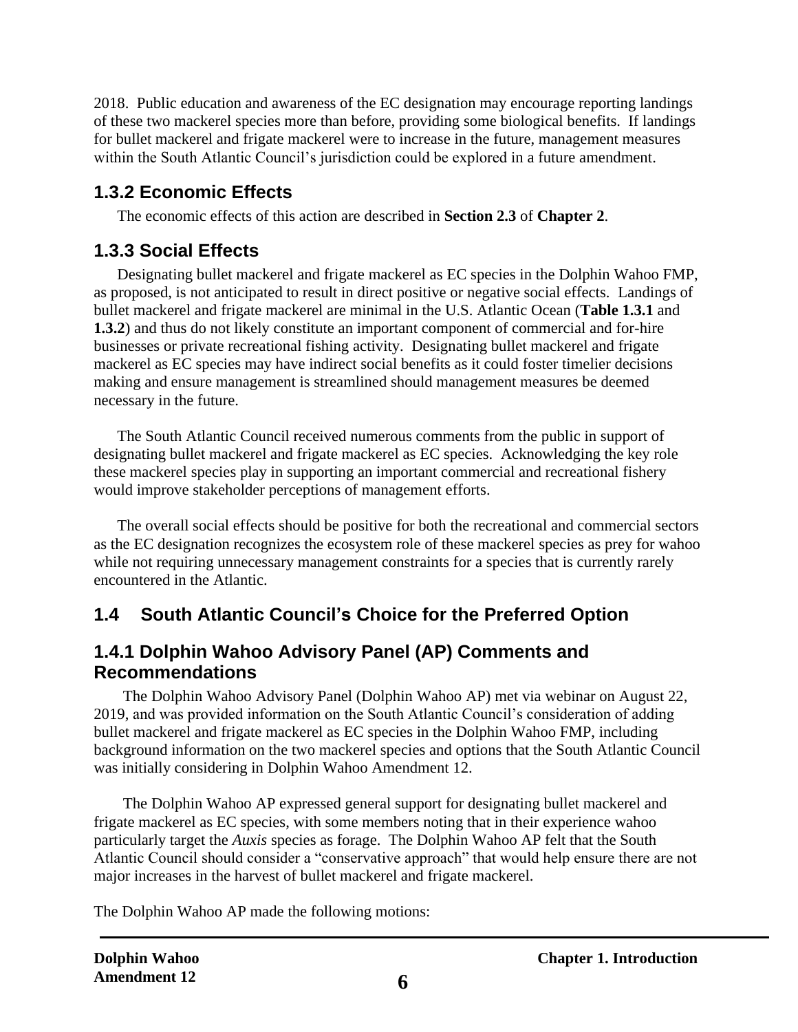2018. Public education and awareness of the EC designation may encourage reporting landings of these two mackerel species more than before, providing some biological benefits. If landings for bullet mackerel and frigate mackerel were to increase in the future, management measures within the South Atlantic Council's jurisdiction could be explored in a future amendment.

### 1.3.2 Economic Effects

The economic effects of this action are described in **Section 2.3** of **Chapter 2**.

### 1.3.3 Social Effects

Designating bullet mackerel and frigate mackerel as EC species in the Dolphin Wahoo FMP, as proposed, is not anticipated to result in direct positive or negative social effects. Landings of bullet mackerel and frigate mackerel are minimal in the U.S. Atlantic Ocean (**Table 1.3.1** and **1.3.2**) and thus do not likely constitute an important component of commercial and for-hire businesses or private recreational fishing activity. Designating bullet mackerel and frigate mackerel as EC species may have indirect social benefits as it could foster timelier decisions making and ensure management is streamlined should management measures be deemed necessary in the future.

The South Atlantic Council received numerous comments from the public in support of designating bullet mackerel and frigate mackerel as EC species. Acknowledging the key role these mackerel species play in supporting an important commercial and recreational fishery would improve stakeholder perceptions of management efforts.

The overall social effects should be positive for both the recreational and commercial sectors as the EC designation recognizes the ecosystem role of these mackerel species as prey for wahoo while not requiring unnecessary management constraints for a species that is currently rarely encountered in the Atlantic.

## 1.4 South Atlantic Council's Choice for the Preferred Option

### 1.4.1 Dolphin Wahoo Advisory Panel (AP) Comments and Recommendations

The Dolphin Wahoo Advisory Panel (Dolphin Wahoo AP) met via webinar on August 22, 2019, and was provided information on the South Atlantic Council's consideration of adding bullet mackerel and frigate mackerel as EC species in the Dolphin Wahoo FMP, including background information on the two mackerel species and options that the South Atlantic Council was initially considering in Dolphin Wahoo Amendment 12.

The Dolphin Wahoo AP expressed general support for designating bullet mackerel and frigate mackerel as EC species, with some members noting that in their experience wahoo particularly target the *Auxis* species as forage. The Dolphin Wahoo AP felt that the South Atlantic Council should consider a "conservative approach" that would help ensure there are not major increases in the harvest of bullet mackerel and frigate mackerel.

The Dolphin Wahoo AP made the following motions: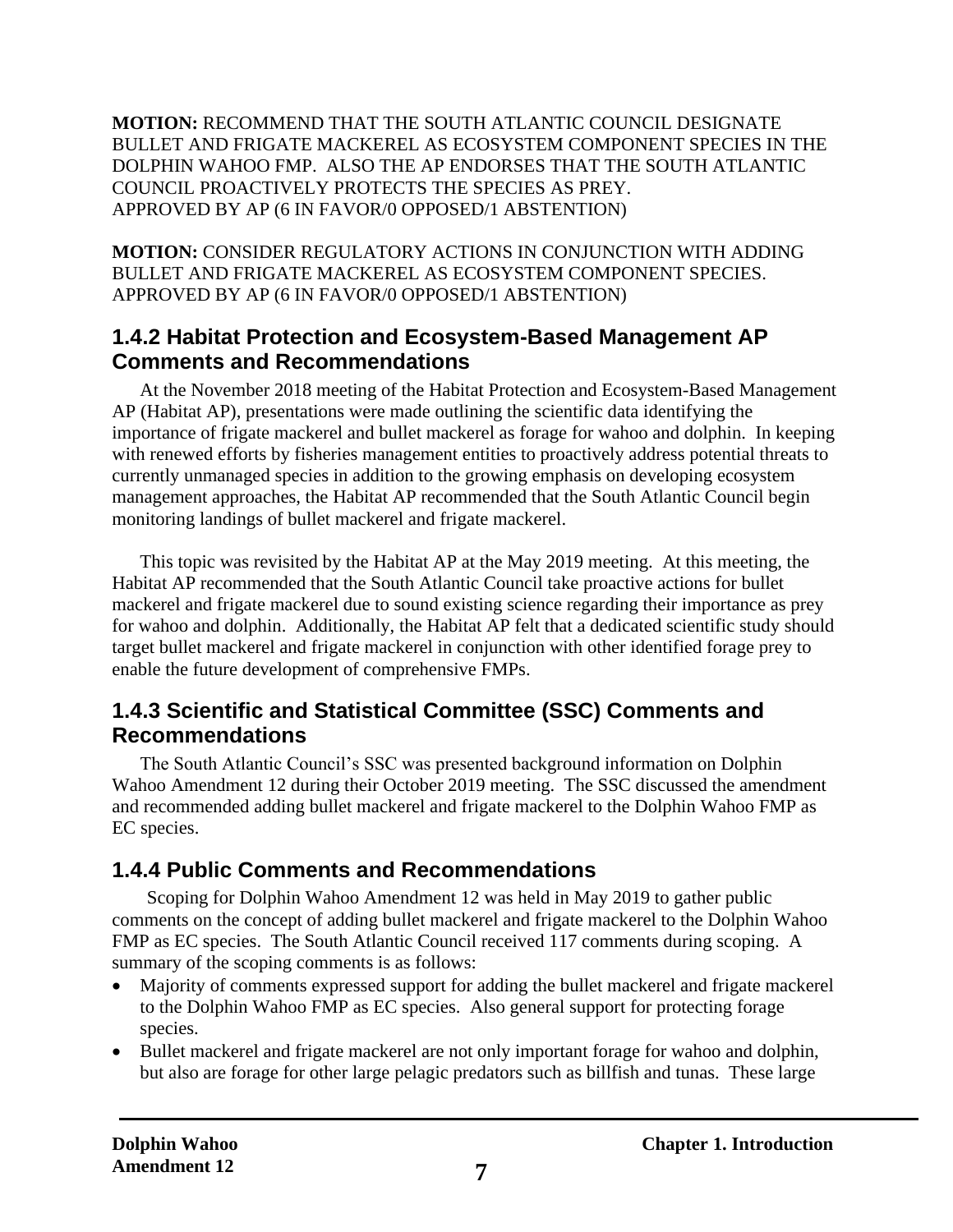**MOTION:** RECOMMEND THAT THE SOUTH ATLANTIC COUNCIL DESIGNATE BULLET AND FRIGATE MACKEREL AS ECOSYSTEM COMPONENT SPECIES IN THE DOLPHIN WAHOO FMP. ALSO THE AP ENDORSES THAT THE SOUTH ATLANTIC COUNCIL PROACTIVELY PROTECTS THE SPECIES AS PREY.
APPROVED BY AP (6 IN FAVOR/0 OPPOSED/1 ABSTENTION)

**MOTION:** CONSIDER REGULATORY ACTIONS IN CONJUNCTION WITH ADDING BULLET AND FRIGATE MACKEREL AS ECOSYSTEM COMPONENT SPECIES.
APPROVED BY AP (6 IN FAVOR/0 OPPOSED/1 ABSTENTION)

### 1.4.2 Habitat Protection and Ecosystem-Based Management AP Comments and Recommendations

At the November 2018 meeting of the Habitat Protection and Ecosystem-Based Management AP (Habitat AP), presentations were made outlining the scientific data identifying the importance of frigate mackerel and bullet mackerel as forage for wahoo and dolphin. In keeping with renewed efforts by fisheries management entities to proactively address potential threats to currently unmanaged species in addition to the growing emphasis on developing ecosystem management approaches, the Habitat AP recommended that the South Atlantic Council begin monitoring landings of bullet mackerel and frigate mackerel.

This topic was revisited by the Habitat AP at the May 2019 meeting. At this meeting, the Habitat AP recommended that the South Atlantic Council take proactive actions for bullet mackerel and frigate mackerel due to sound existing science regarding their importance as prey for wahoo and dolphin. Additionally, the Habitat AP felt that a dedicated scientific study should target bullet mackerel and frigate mackerel in conjunction with other identified forage prey to enable the future development of comprehensive FMPs.

### 1.4.3 Scientific and Statistical Committee (SSC) Comments and Recommendations

The South Atlantic Council's SSC was presented background information on Dolphin Wahoo Amendment 12 during their October 2019 meeting. The SSC discussed the amendment and recommended adding bullet mackerel and frigate mackerel to the Dolphin Wahoo FMP as EC species.

### 1.4.4 Public Comments and Recommendations

Scoping for Dolphin Wahoo Amendment 12 was held in May 2019 to gather public comments on the concept of adding bullet mackerel and frigate mackerel to the Dolphin Wahoo FMP as EC species. The South Atlantic Council received 117 comments during scoping. A summary of the scoping comments is as follows:

- Majority of comments expressed support for adding the bullet mackerel and frigate mackerel to the Dolphin Wahoo FMP as EC species. Also general support for protecting forage species.
- Bullet mackerel and frigate mackerel are not only important forage for wahoo and dolphin, but also are forage for other large pelagic predators such as billfish and tunas. These large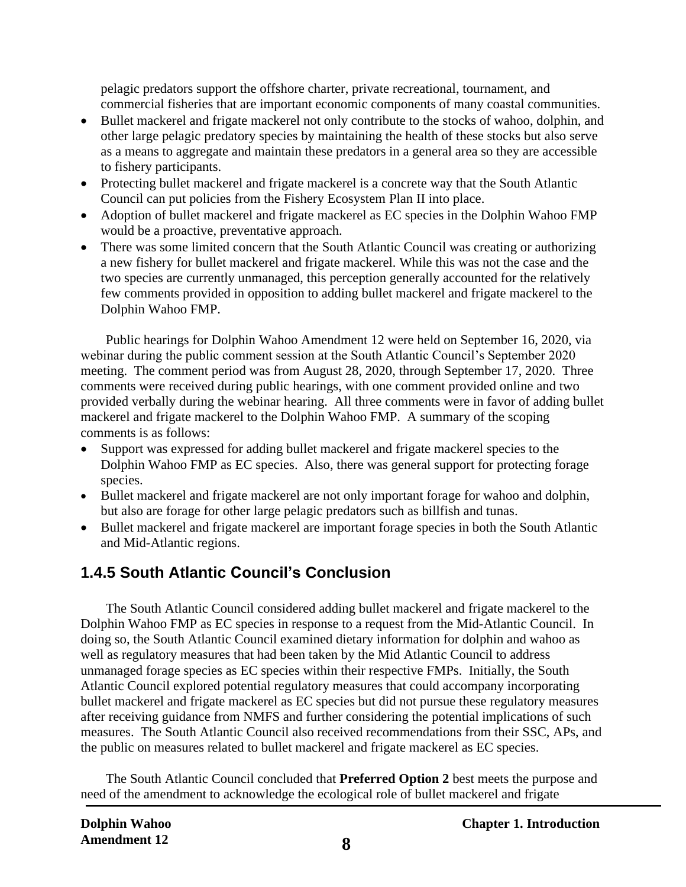pelagic predators support the offshore charter, private recreational, tournament, and commercial fisheries that are important economic components of many coastal communities.

- Bullet mackerel and frigate mackerel not only contribute to the stocks of wahoo, dolphin, and other large pelagic predatory species by maintaining the health of these stocks but also serve as a means to aggregate and maintain these predators in a general area so they are accessible to fishery participants.
- Protecting bullet mackerel and frigate mackerel is a concrete way that the South Atlantic Council can put policies from the Fishery Ecosystem Plan II into place.
- Adoption of bullet mackerel and frigate mackerel as EC species in the Dolphin Wahoo FMP would be a proactive, preventative approach.
- There was some limited concern that the South Atlantic Council was creating or authorizing a new fishery for bullet mackerel and frigate mackerel. While this was not the case and the two species are currently unmanaged, this perception generally accounted for the relatively few comments provided in opposition to adding bullet mackerel and frigate mackerel to the Dolphin Wahoo FMP.

Public hearings for Dolphin Wahoo Amendment 12 were held on September 16, 2020, via webinar during the public comment session at the South Atlantic Council's September 2020 meeting. The comment period was from August 28, 2020, through September 17, 2020. Three comments were received during public hearings, with one comment provided online and two provided verbally during the webinar hearing. All three comments were in favor of adding bullet mackerel and frigate mackerel to the Dolphin Wahoo FMP. A summary of the scoping comments is as follows:

- Support was expressed for adding bullet mackerel and frigate mackerel species to the Dolphin Wahoo FMP as EC species. Also, there was general support for protecting forage species.
- Bullet mackerel and frigate mackerel are not only important forage for wahoo and dolphin, but also are forage for other large pelagic predators such as billfish and tunas.
- Bullet mackerel and frigate mackerel are important forage species in both the South Atlantic and Mid-Atlantic regions.

### 1.4.5 South Atlantic Council's Conclusion

The South Atlantic Council considered adding bullet mackerel and frigate mackerel to the Dolphin Wahoo FMP as EC species in response to a request from the Mid-Atlantic Council. In doing so, the South Atlantic Council examined dietary information for dolphin and wahoo as well as regulatory measures that had been taken by the Mid Atlantic Council to address unmanaged forage species as EC species within their respective FMPs. Initially, the South Atlantic Council explored potential regulatory measures that could accompany incorporating bullet mackerel and frigate mackerel as EC species but did not pursue these regulatory measures after receiving guidance from NMFS and further considering the potential implications of such measures. The South Atlantic Council also received recommendations from their SSC, APs, and the public on measures related to bullet mackerel and frigate mackerel as EC species.

The South Atlantic Council concluded that **Preferred Option 2** best meets the purpose and need of the amendment to acknowledge the ecological role of bullet mackerel and frigate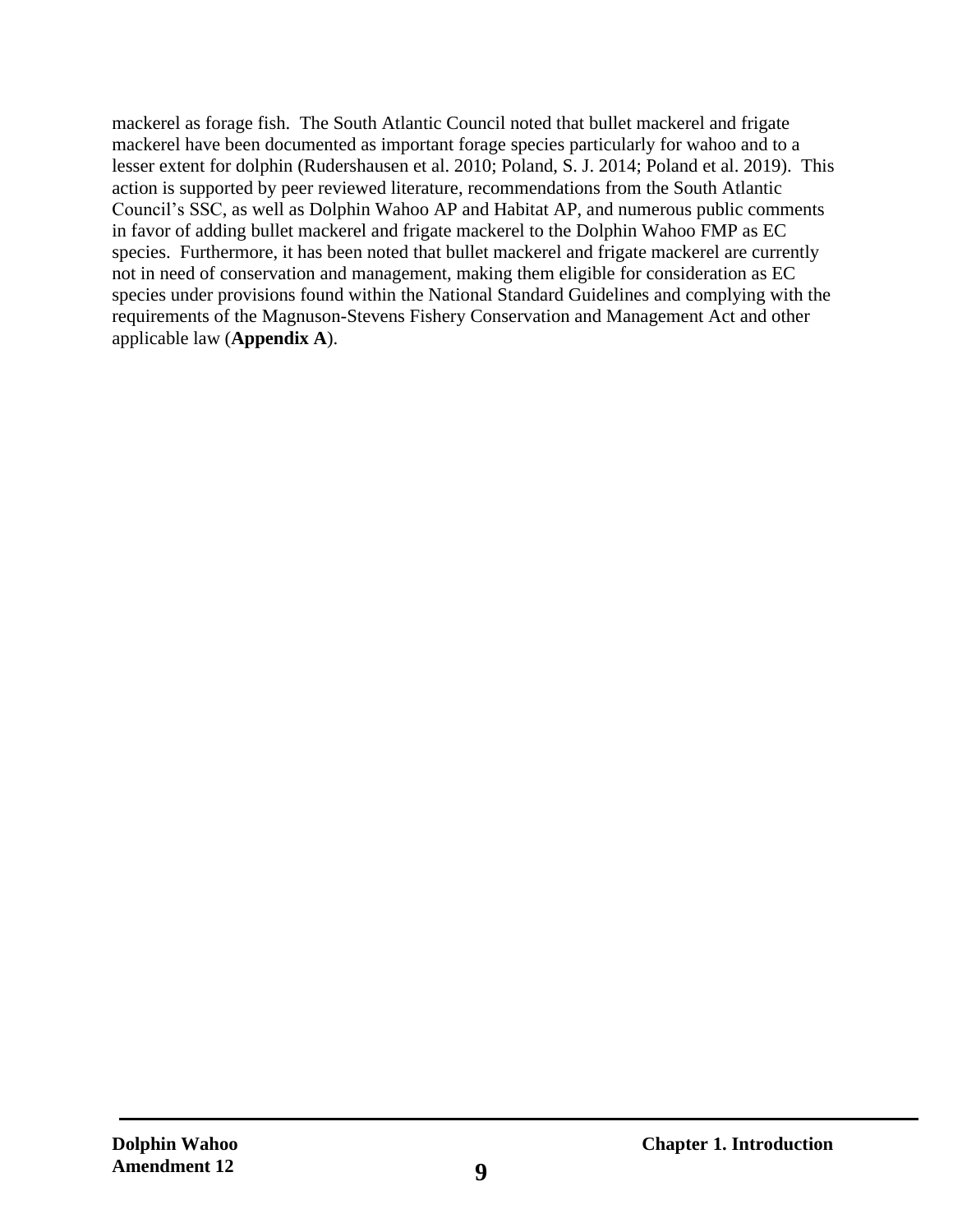mackerel as forage fish. The South Atlantic Council noted that bullet mackerel and frigate mackerel have been documented as important forage species particularly for wahoo and to a lesser extent for dolphin (Rudershausen et al. 2010; Poland, S. J. 2014; Poland et al. 2019). This action is supported by peer reviewed literature, recommendations from the South Atlantic Council's SSC, as well as Dolphin Wahoo AP and Habitat AP, and numerous public comments in favor of adding bullet mackerel and frigate mackerel to the Dolphin Wahoo FMP as EC species. Furthermore, it has been noted that bullet mackerel and frigate mackerel are currently not in need of conservation and management, making them eligible for consideration as EC species under provisions found within the National Standard Guidelines and complying with the requirements of the Magnuson-Stevens Fishery Conservation and Management Act and other applicable law (**Appendix A**).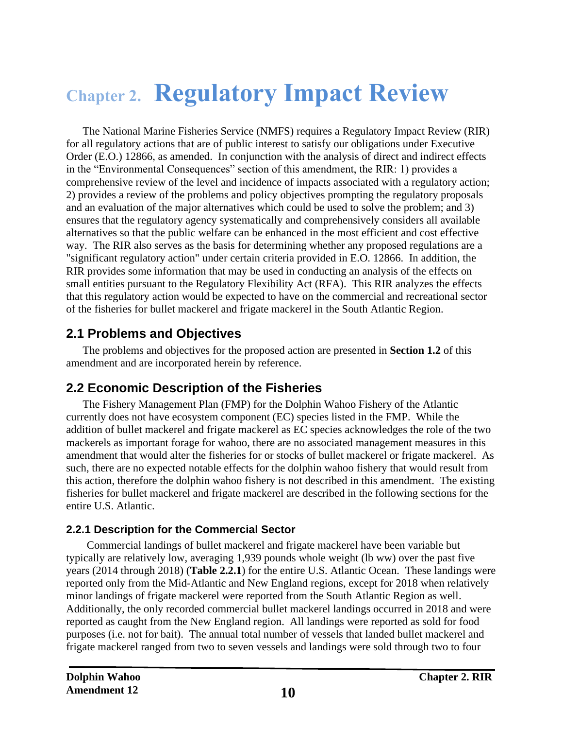# Chapter 2. Regulatory Impact Review

The National Marine Fisheries Service (NMFS) requires a Regulatory Impact Review (RIR) for all regulatory actions that are of public interest to satisfy our obligations under Executive Order (E.O.) 12866, as amended. In conjunction with the analysis of direct and indirect effects in the "Environmental Consequences" section of this amendment, the RIR: 1) provides a comprehensive review of the level and incidence of impacts associated with a regulatory action; 2) provides a review of the problems and policy objectives prompting the regulatory proposals and an evaluation of the major alternatives which could be used to solve the problem; and 3) ensures that the regulatory agency systematically and comprehensively considers all available alternatives so that the public welfare can be enhanced in the most efficient and cost effective way. The RIR also serves as the basis for determining whether any proposed regulations are a "significant regulatory action" under certain criteria provided in E.O. 12866. In addition, the RIR provides some information that may be used in conducting an analysis of the effects on small entities pursuant to the Regulatory Flexibility Act (RFA). This RIR analyzes the effects that this regulatory action would be expected to have on the commercial and recreational sector of the fisheries for bullet mackerel and frigate mackerel in the South Atlantic Region.

## 2.1 Problems and Objectives

The problems and objectives for the proposed action are presented in **Section 1.2** of this amendment and are incorporated herein by reference.

## 2.2 Economic Description of the Fisheries

The Fishery Management Plan (FMP) for the Dolphin Wahoo Fishery of the Atlantic currently does not have ecosystem component (EC) species listed in the FMP. While the addition of bullet mackerel and frigate mackerel as EC species acknowledges the role of the two mackerels as important forage for wahoo, there are no associated management measures in this amendment that would alter the fisheries for or stocks of bullet mackerel or frigate mackerel. As such, there are no expected notable effects for the dolphin wahoo fishery that would result from this action, therefore the dolphin wahoo fishery is not described in this amendment. The existing fisheries for bullet mackerel and frigate mackerel are described in the following sections for the entire U.S. Atlantic.

### 2.2.1 Description for the Commercial Sector

Commercial landings of bullet mackerel and frigate mackerel have been variable but typically are relatively low, averaging 1,939 pounds whole weight (lb ww) over the past five years (2014 through 2018) (**Table 2.2.1**) for the entire U.S. Atlantic Ocean. These landings were reported only from the Mid-Atlantic and New England regions, except for 2018 when relatively minor landings of frigate mackerel were reported from the South Atlantic Region as well. Additionally, the only recorded commercial bullet mackerel landings occurred in 2018 and were reported as caught from the New England region. All landings were reported as sold for food purposes (i.e. not for bait). The annual total number of vessels that landed bullet mackerel and frigate mackerel ranged from two to seven vessels and landings were sold through two to four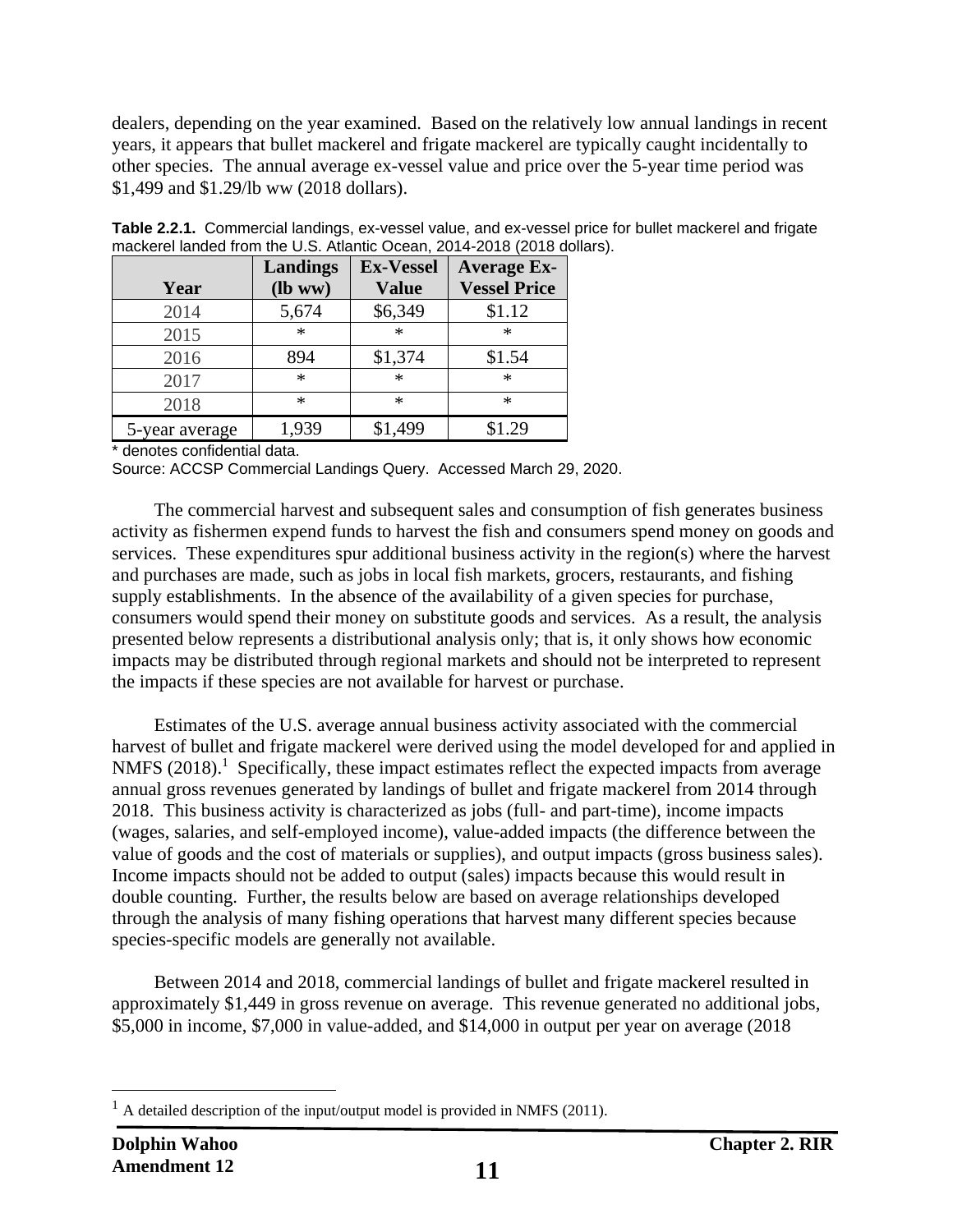dealers, depending on the year examined. Based on the relatively low annual landings in recent years, it appears that bullet mackerel and frigate mackerel are typically caught incidentally to other species. The annual average ex-vessel value and price over the 5-year time period was $1,499 and $1.29/lb ww (2018 dollars).

**Table 2.2.1.** Commercial landings, ex-vessel value, and ex-vessel price for bullet mackerel and frigate mackerel landed from the U.S. Atlantic Ocean, 2014-2018 (2018 dollars).

| Year | Landings (lb ww) | Ex-Vessel Value | Average Ex-Vessel Price |
|---|---|---|---|
| 2014 | 5,674 | $6,349 | $1.12 |
| 2015 | * | * | * |
| 2016 | 894 | $1,374 | $1.54 |
| 2017 | * | * | * |
| 2018 | * | * | * |
| 5-year average | 1,939 | $1,499 | $1.29 |

\* denotes confidential data.
Source: ACCSP Commercial Landings Query. Accessed March 29, 2020.

The commercial harvest and subsequent sales and consumption of fish generates business activity as fishermen expend funds to harvest the fish and consumers spend money on goods and services. These expenditures spur additional business activity in the region(s) where the harvest and purchases are made, such as jobs in local fish markets, grocers, restaurants, and fishing supply establishments. In the absence of the availability of a given species for purchase, consumers would spend their money on substitute goods and services. As a result, the analysis presented below represents a distributional analysis only; that is, it only shows how economic impacts may be distributed through regional markets and should not be interpreted to represent the impacts if these species are not available for harvest or purchase.

Estimates of the U.S. average annual business activity associated with the commercial harvest of bullet and frigate mackerel were derived using the model developed for and applied in NMFS (2018).[1] Specifically, these impact estimates reflect the expected impacts from average annual gross revenues generated by landings of bullet and frigate mackerel from 2014 through 2018. This business activity is characterized as jobs (full- and part-time), income impacts (wages, salaries, and self-employed income), value-added impacts (the difference between the value of goods and the cost of materials or supplies), and output impacts (gross business sales). Income impacts should not be added to output (sales) impacts because this would result in double counting. Further, the results below are based on average relationships developed through the analysis of many fishing operations that harvest many different species because species-specific models are generally not available.

Between 2014 and 2018, commercial landings of bullet and frigate mackerel resulted in approximately $1,449 in gross revenue on average. This revenue generated no additional jobs, $5,000 in income, $7,000 in value-added, and $14,000 in output per year on average (2018

---

[1] A detailed description of the input/output model is provided in NMFS (2011).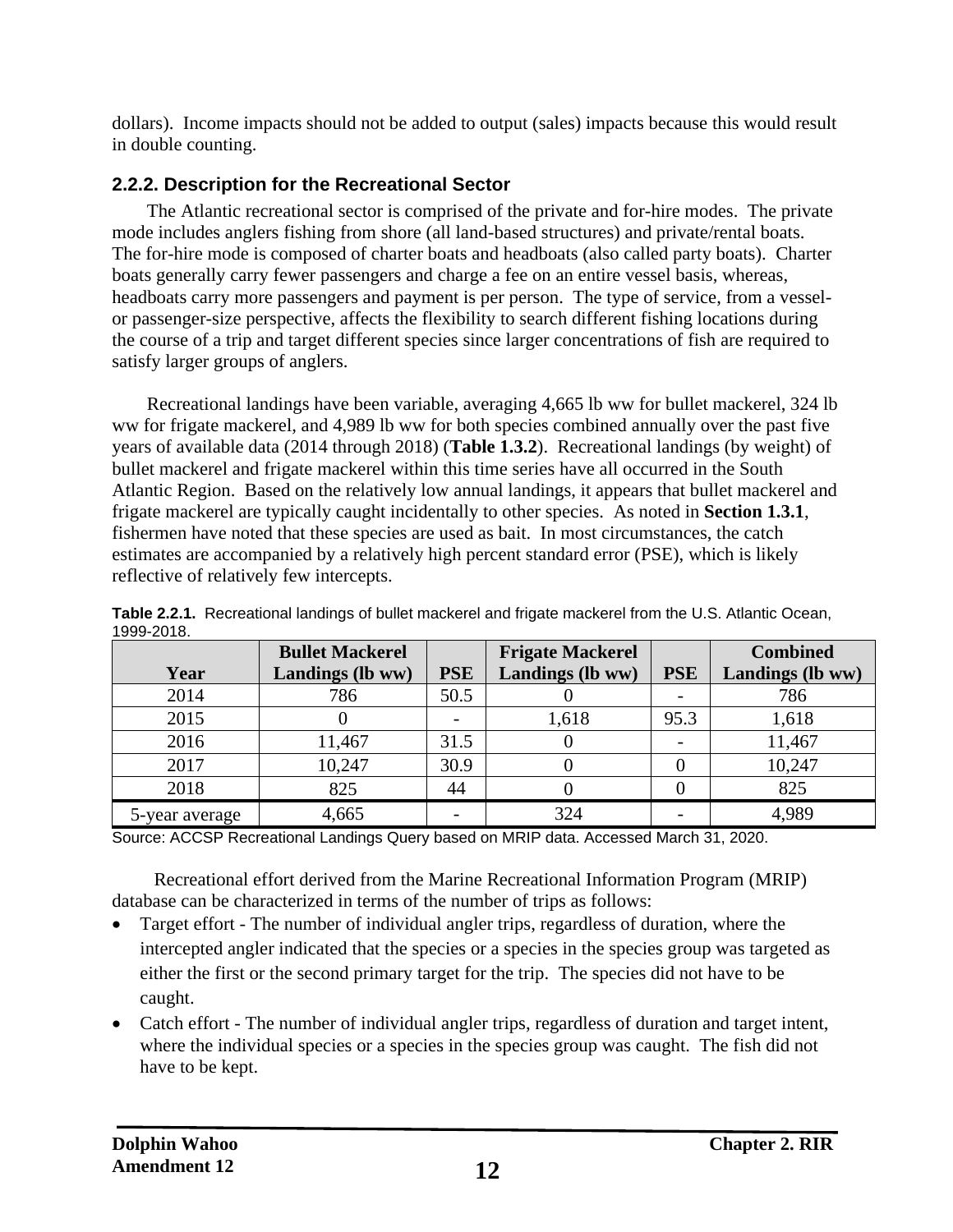dollars). Income impacts should not be added to output (sales) impacts because this would result in double counting.

### 2.2.2. Description for the Recreational Sector

The Atlantic recreational sector is comprised of the private and for-hire modes. The private mode includes anglers fishing from shore (all land-based structures) and private/rental boats. The for-hire mode is composed of charter boats and headboats (also called party boats). Charter boats generally carry fewer passengers and charge a fee on an entire vessel basis, whereas, headboats carry more passengers and payment is per person. The type of service, from a vessel- or passenger-size perspective, affects the flexibility to search different fishing locations during the course of a trip and target different species since larger concentrations of fish are required to satisfy larger groups of anglers.

Recreational landings have been variable, averaging 4,665 lb ww for bullet mackerel, 324 lb ww for frigate mackerel, and 4,989 lb ww for both species combined annually over the past five years of available data (2014 through 2018) (**Table 1.3.2**). Recreational landings (by weight) of bullet mackerel and frigate mackerel within this time series have all occurred in the South Atlantic Region. Based on the relatively low annual landings, it appears that bullet mackerel and frigate mackerel are typically caught incidentally to other species. As noted in **Section 1.3.1**, fishermen have noted that these species are used as bait. In most circumstances, the catch estimates are accompanied by a relatively high percent standard error (PSE), which is likely reflective of relatively few intercepts.

**Table 2.2.1.** Recreational landings of bullet mackerel and frigate mackerel from the U.S. Atlantic Ocean, 1999-2018.

| Year | Bullet Mackerel Landings (lb ww) | PSE | Frigate Mackerel Landings (lb ww) | PSE | Combined Landings (lb ww) |
|---|---|---|---|---|---|
| 2014 | 786 | 50.5 | 0 | - | 786 |
| 2015 | 0 | - | 1,618 | 95.3 | 1,618 |
| 2016 | 11,467 | 31.5 | 0 | - | 11,467 |
| 2017 | 10,247 | 30.9 | 0 | 0 | 10,247 |
| 2018 | 825 | 44 | 0 | 0 | 825 |
| 5-year average | 4,665 | - | 324 | - | 4,989 |

Source: ACCSP Recreational Landings Query based on MRIP data. Accessed March 31, 2020.

Recreational effort derived from the Marine Recreational Information Program (MRIP) database can be characterized in terms of the number of trips as follows:

- Target effort - The number of individual angler trips, regardless of duration, where the intercepted angler indicated that the species or a species in the species group was targeted as either the first or the second primary target for the trip. The species did not have to be caught.
- Catch effort - The number of individual angler trips, regardless of duration and target intent, where the individual species or a species in the species group was caught. The fish did not have to be kept.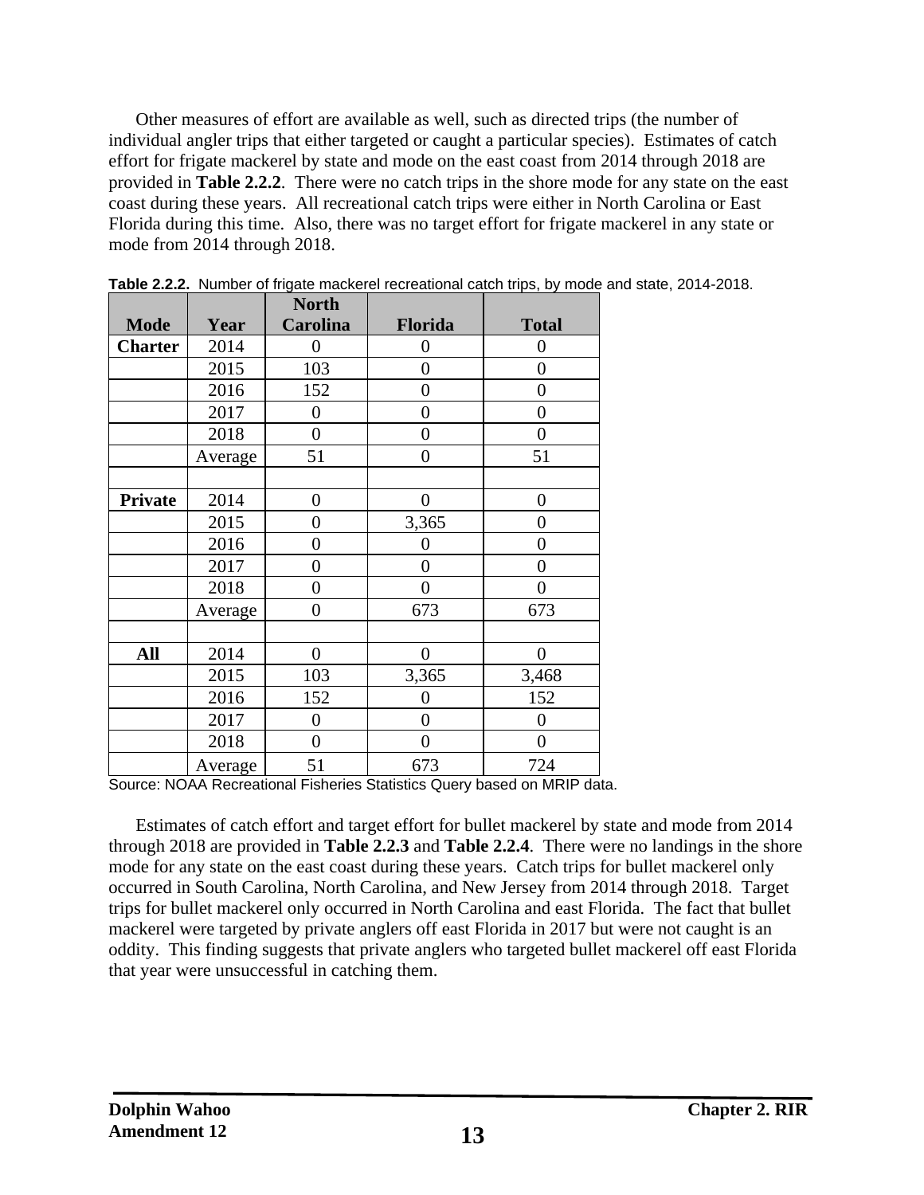Other measures of effort are available as well, such as directed trips (the number of individual angler trips that either targeted or caught a particular species). Estimates of catch effort for frigate mackerel by state and mode on the east coast from 2014 through 2018 are provided in **Table 2.2.2**. There were no catch trips in the shore mode for any state on the east coast during these years. All recreational catch trips were either in North Carolina or East Florida during this time. Also, there was no target effort for frigate mackerel in any state or mode from 2014 through 2018.

**Table 2.2.2.** Number of frigate mackerel recreational catch trips, by mode and state, 2014-2018.

| Mode | Year | North Carolina | Florida | Total |
|---|---|---|---|---|
| **Charter** | 2014 | 0 | 0 | 0 |
| | 2015 | 103 | 0 | 0 |
| | 2016 | 152 | 0 | 0 |
| | 2017 | 0 | 0 | 0 |
| | 2018 | 0 | 0 | 0 |
| | Average | 51 | 0 | 51 |
| | | | | |
| **Private** | 2014 | 0 | 0 | 0 |
| | 2015 | 0 | 3,365 | 0 |
| | 2016 | 0 | 0 | 0 |
| | 2017 | 0 | 0 | 0 |
| | 2018 | 0 | 0 | 0 |
| | Average | 0 | 673 | 673 |
| | | | | |
| **All** | 2014 | 0 | 0 | 0 |
| | 2015 | 103 | 3,365 | 3,468 |
| | 2016 | 152 | 0 | 152 |
| | 2017 | 0 | 0 | 0 |
| | 2018 | 0 | 0 | 0 |
| | Average | 51 | 673 | 724 |

Source: NOAA Recreational Fisheries Statistics Query based on MRIP data.

Estimates of catch effort and target effort for bullet mackerel by state and mode from 2014 through 2018 are provided in **Table 2.2.3** and **Table 2.2.4**. There were no landings in the shore mode for any state on the east coast during these years. Catch trips for bullet mackerel only occurred in South Carolina, North Carolina, and New Jersey from 2014 through 2018. Target trips for bullet mackerel only occurred in North Carolina and east Florida. The fact that bullet mackerel were targeted by private anglers off east Florida in 2017 but were not caught is an oddity. This finding suggests that private anglers who targeted bullet mackerel off east Florida that year were unsuccessful in catching them.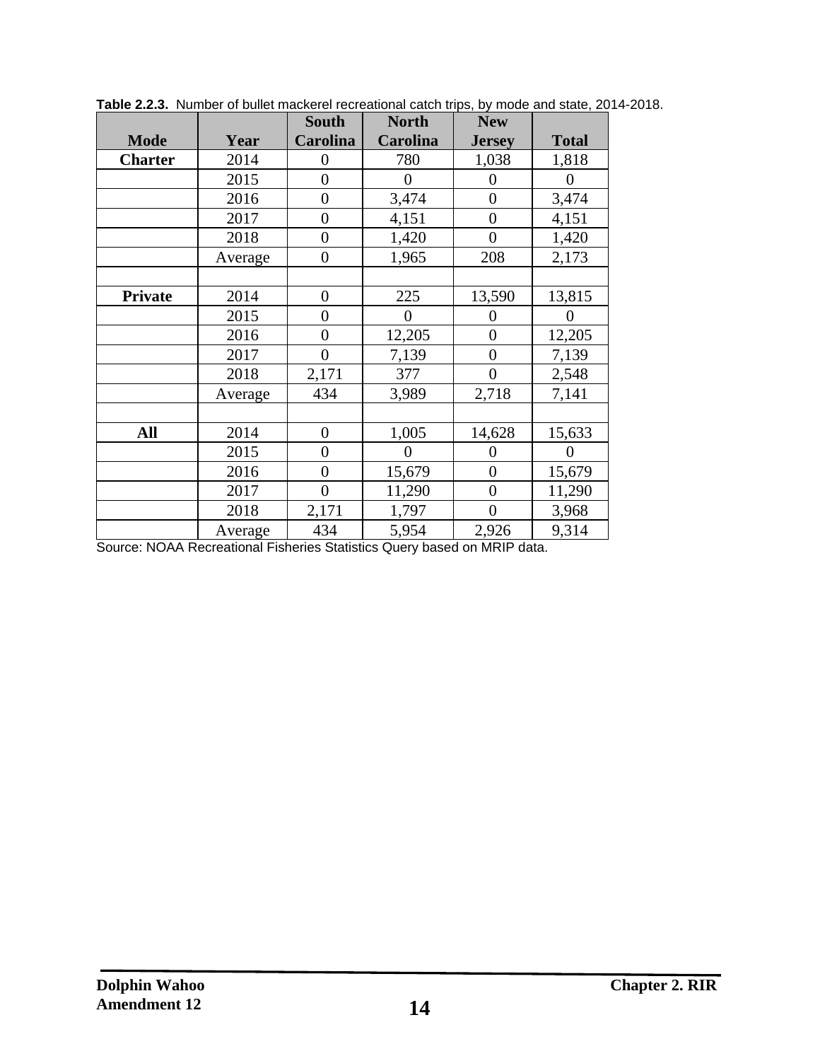**Table 2.2.3.** Number of bullet mackerel recreational catch trips, by mode and state, 2014-2018.

| Mode | Year | South Carolina | North Carolina | New Jersey | Total |
|---|---|---|---|---|---|
| **Charter** | 2014 | 0 | 780 | 1,038 | 1,818 |
| | 2015 | 0 | 0 | 0 | 0 |
| | 2016 | 0 | 3,474 | 0 | 3,474 |
| | 2017 | 0 | 4,151 | 0 | 4,151 |
| | 2018 | 0 | 1,420 | 0 | 1,420 |
| | Average | 0 | 1,965 | 208 | 2,173 |
| | | | | | |
| **Private** | 2014 | 0 | 225 | 13,590 | 13,815 |
| | 2015 | 0 | 0 | 0 | 0 |
| | 2016 | 0 | 12,205 | 0 | 12,205 |
| | 2017 | 0 | 7,139 | 0 | 7,139 |
| | 2018 | 2,171 | 377 | 0 | 2,548 |
| | Average | 434 | 3,989 | 2,718 | 7,141 |
| | | | | | |
| **All** | 2014 | 0 | 1,005 | 14,628 | 15,633 |
| | 2015 | 0 | 0 | 0 | 0 |
| | 2016 | 0 | 15,679 | 0 | 15,679 |
| | 2017 | 0 | 11,290 | 0 | 11,290 |
| | 2018 | 2,171 | 1,797 | 0 | 3,968 |
| | Average | 434 | 5,954 | 2,926 | 9,314 |

Source: NOAA Recreational Fisheries Statistics Query based on MRIP data.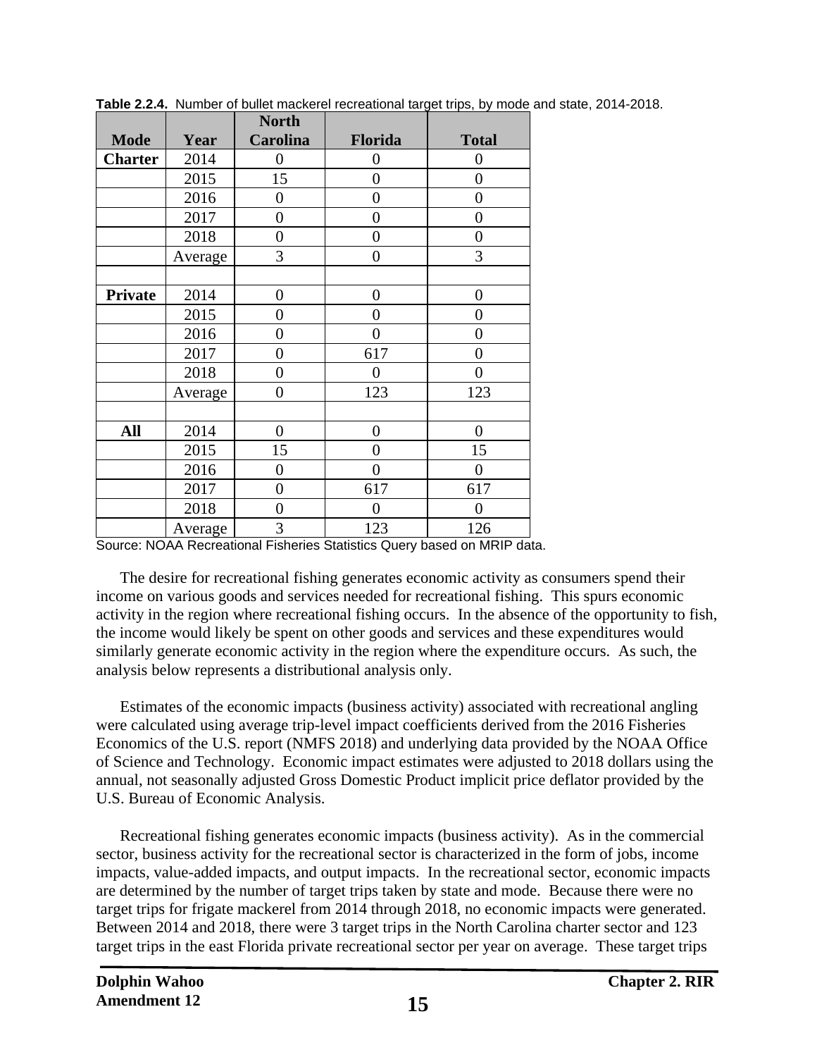**Table 2.2.4.** Number of bullet mackerel recreational target trips, by mode and state, 2014-2018.

| Mode | Year | North Carolina | Florida | Total |
|---|---|---|---|---|
| **Charter** | 2014 | 0 | 0 | 0 |
| | 2015 | 15 | 0 | 0 |
| | 2016 | 0 | 0 | 0 |
| | 2017 | 0 | 0 | 0 |
| | 2018 | 0 | 0 | 0 |
| | Average | 3 | 0 | 3 |
| | | | | |
| **Private** | 2014 | 0 | 0 | 0 |
| | 2015 | 0 | 0 | 0 |
| | 2016 | 0 | 0 | 0 |
| | 2017 | 0 | 617 | 0 |
| | 2018 | 0 | 0 | 0 |
| | Average | 0 | 123 | 123 |
| | | | | |
| **All** | 2014 | 0 | 0 | 0 |
| | 2015 | 15 | 0 | 15 |
| | 2016 | 0 | 0 | 0 |
| | 2017 | 0 | 617 | 617 |
| | 2018 | 0 | 0 | 0 |
| | Average | 3 | 123 | 126 |

Source: NOAA Recreational Fisheries Statistics Query based on MRIP data.

The desire for recreational fishing generates economic activity as consumers spend their income on various goods and services needed for recreational fishing. This spurs economic activity in the region where recreational fishing occurs. In the absence of the opportunity to fish, the income would likely be spent on other goods and services and these expenditures would similarly generate economic activity in the region where the expenditure occurs. As such, the analysis below represents a distributional analysis only.

Estimates of the economic impacts (business activity) associated with recreational angling were calculated using average trip-level impact coefficients derived from the 2016 Fisheries Economics of the U.S. report (NMFS 2018) and underlying data provided by the NOAA Office of Science and Technology. Economic impact estimates were adjusted to 2018 dollars using the annual, not seasonally adjusted Gross Domestic Product implicit price deflator provided by the U.S. Bureau of Economic Analysis.

Recreational fishing generates economic impacts (business activity). As in the commercial sector, business activity for the recreational sector is characterized in the form of jobs, income impacts, value-added impacts, and output impacts. In the recreational sector, economic impacts are determined by the number of target trips taken by state and mode. Because there were no target trips for frigate mackerel from 2014 through 2018, no economic impacts were generated. Between 2014 and 2018, there were 3 target trips in the North Carolina charter sector and 123 target trips in the east Florida private recreational sector per year on average. These target trips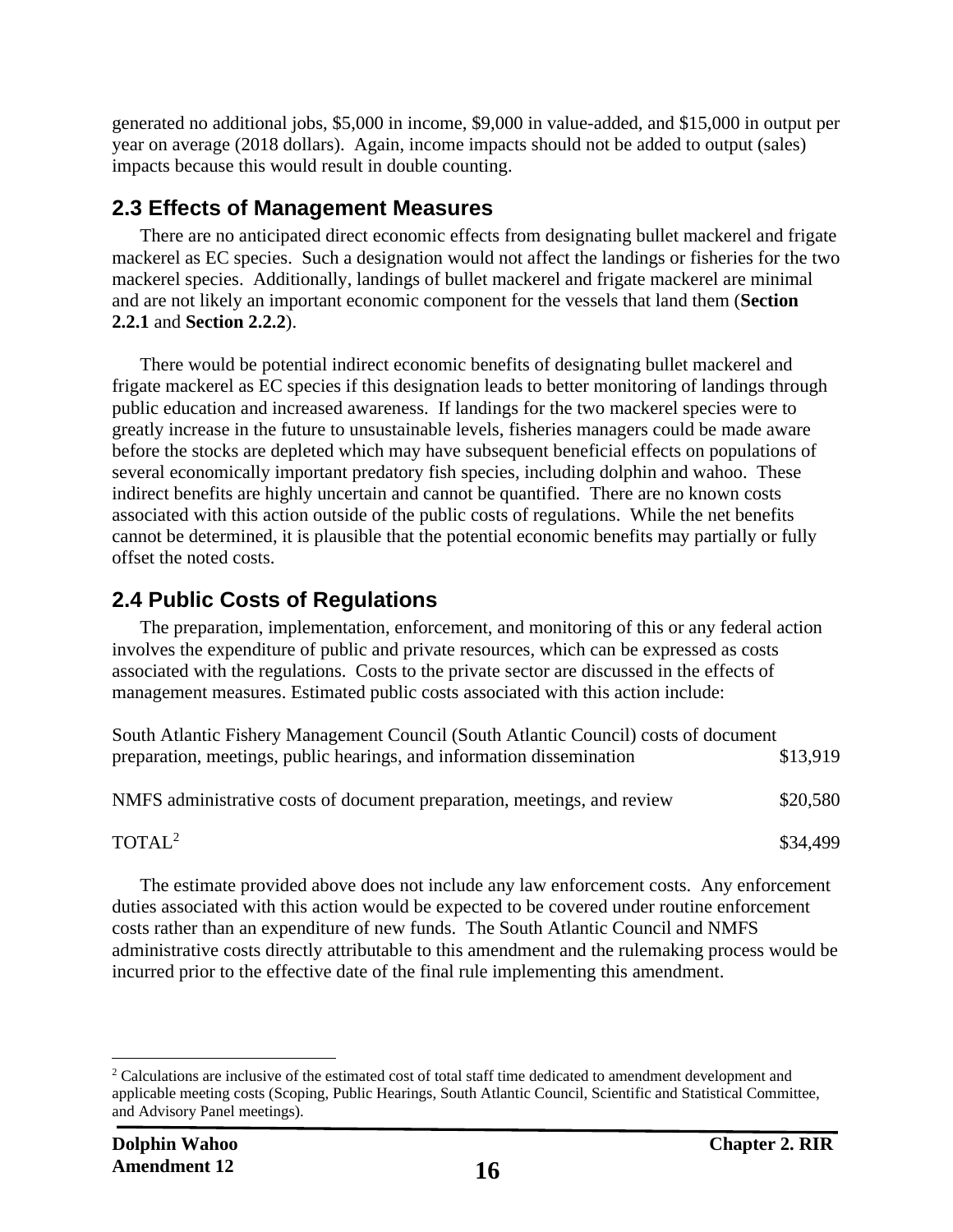generated no additional jobs, $5,000 in income, $9,000 in value-added, and $15,000 in output per year on average (2018 dollars). Again, income impacts should not be added to output (sales) impacts because this would result in double counting.

## 2.3 Effects of Management Measures

There are no anticipated direct economic effects from designating bullet mackerel and frigate mackerel as EC species. Such a designation would not affect the landings or fisheries for the two mackerel species. Additionally, landings of bullet mackerel and frigate mackerel are minimal and are not likely an important economic component for the vessels that land them (**Section 2.2.1** and **Section 2.2.2**).

There would be potential indirect economic benefits of designating bullet mackerel and frigate mackerel as EC species if this designation leads to better monitoring of landings through public education and increased awareness. If landings for the two mackerel species were to greatly increase in the future to unsustainable levels, fisheries managers could be made aware before the stocks are depleted which may have subsequent beneficial effects on populations of several economically important predatory fish species, including dolphin and wahoo. These indirect benefits are highly uncertain and cannot be quantified. There are no known costs associated with this action outside of the public costs of regulations. While the net benefits cannot be determined, it is plausible that the potential economic benefits may partially or fully offset the noted costs.

## 2.4 Public Costs of Regulations

The preparation, implementation, enforcement, and monitoring of this or any federal action involves the expenditure of public and private resources, which can be expressed as costs associated with the regulations. Costs to the private sector are discussed in the effects of management measures. Estimated public costs associated with this action include:

| | |
|---|---|
| South Atlantic Fishery Management Council (South Atlantic Council) costs of document preparation, meetings, public hearings, and information dissemination | $13,919 |
| NMFS administrative costs of document preparation, meetings, and review | $20,580 |
| TOTAL[2] | $34,499 |

The estimate provided above does not include any law enforcement costs. Any enforcement duties associated with this action would be expected to be covered under routine enforcement costs rather than an expenditure of new funds. The South Atlantic Council and NMFS administrative costs directly attributable to this amendment and the rulemaking process would be incurred prior to the effective date of the final rule implementing this amendment.

[2] Calculations are inclusive of the estimated cost of total staff time dedicated to amendment development and applicable meeting costs (Scoping, Public Hearings, South Atlantic Council, Scientific and Statistical Committee, and Advisory Panel meetings).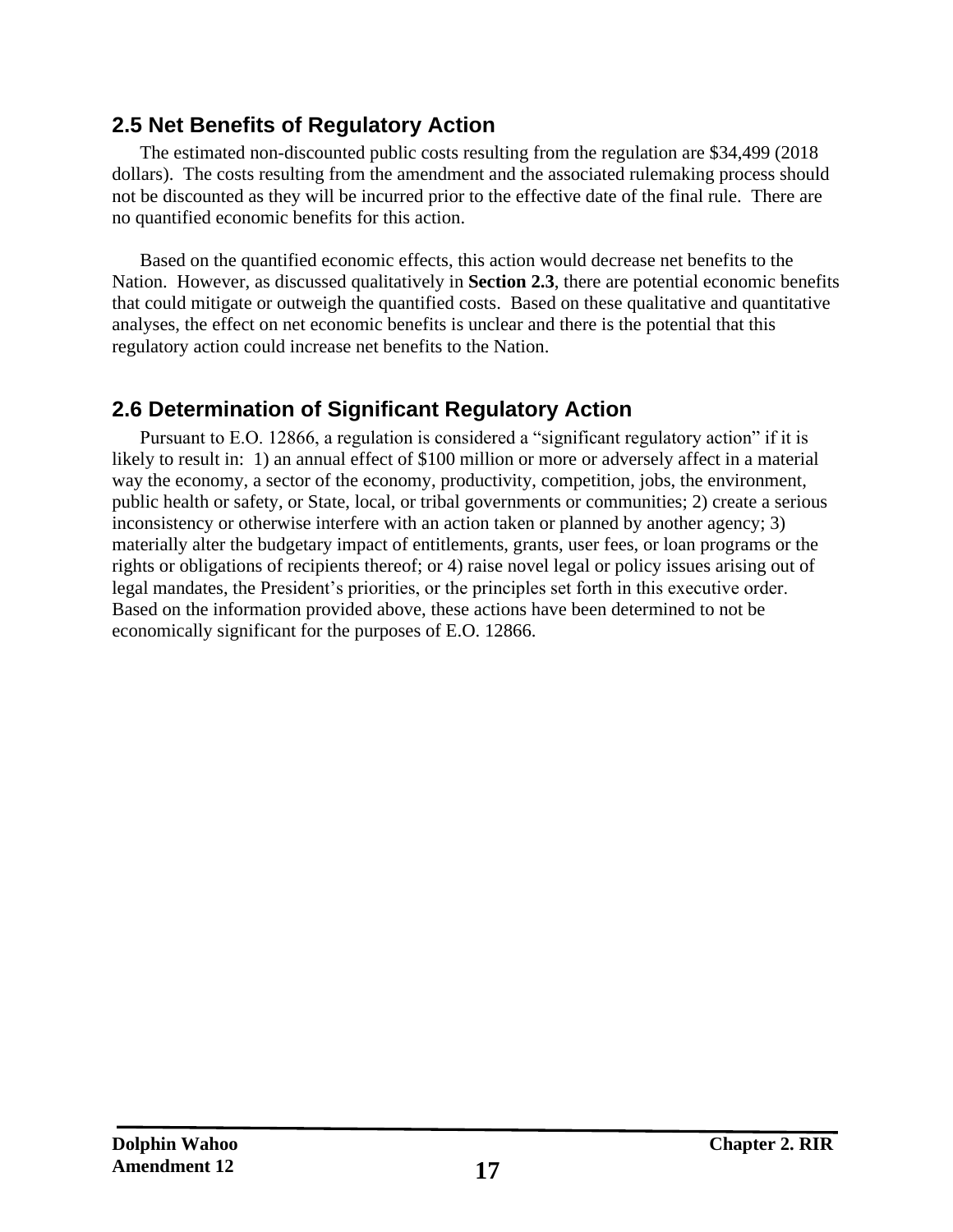## 2.5 Net Benefits of Regulatory Action

The estimated non-discounted public costs resulting from the regulation are $34,499 (2018 dollars). The costs resulting from the amendment and the associated rulemaking process should not be discounted as they will be incurred prior to the effective date of the final rule. There are no quantified economic benefits for this action.

Based on the quantified economic effects, this action would decrease net benefits to the Nation. However, as discussed qualitatively in **Section 2.3**, there are potential economic benefits that could mitigate or outweigh the quantified costs. Based on these qualitative and quantitative analyses, the effect on net economic benefits is unclear and there is the potential that this regulatory action could increase net benefits to the Nation.

## 2.6 Determination of Significant Regulatory Action

Pursuant to E.O. 12866, a regulation is considered a "significant regulatory action" if it is likely to result in: 1) an annual effect of $100 million or more or adversely affect in a material way the economy, a sector of the economy, productivity, competition, jobs, the environment, public health or safety, or State, local, or tribal governments or communities; 2) create a serious inconsistency or otherwise interfere with an action taken or planned by another agency; 3) materially alter the budgetary impact of entitlements, grants, user fees, or loan programs or the rights or obligations of recipients thereof; or 4) raise novel legal or policy issues arising out of legal mandates, the President's priorities, or the principles set forth in this executive order. Based on the information provided above, these actions have been determined to not be economically significant for the purposes of E.O. 12866.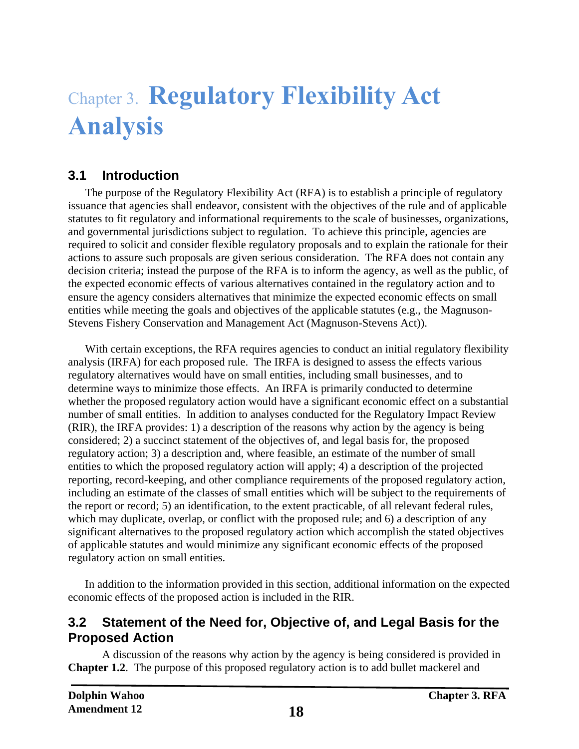# Chapter 3. Regulatory Flexibility Act Analysis

## 3.1 Introduction

The purpose of the Regulatory Flexibility Act (RFA) is to establish a principle of regulatory issuance that agencies shall endeavor, consistent with the objectives of the rule and of applicable statutes to fit regulatory and informational requirements to the scale of businesses, organizations, and governmental jurisdictions subject to regulation. To achieve this principle, agencies are required to solicit and consider flexible regulatory proposals and to explain the rationale for their actions to assure such proposals are given serious consideration. The RFA does not contain any decision criteria; instead the purpose of the RFA is to inform the agency, as well as the public, of the expected economic effects of various alternatives contained in the regulatory action and to ensure the agency considers alternatives that minimize the expected economic effects on small entities while meeting the goals and objectives of the applicable statutes (e.g., the Magnuson-Stevens Fishery Conservation and Management Act (Magnuson-Stevens Act)).

With certain exceptions, the RFA requires agencies to conduct an initial regulatory flexibility analysis (IRFA) for each proposed rule. The IRFA is designed to assess the effects various regulatory alternatives would have on small entities, including small businesses, and to determine ways to minimize those effects. An IRFA is primarily conducted to determine whether the proposed regulatory action would have a significant economic effect on a substantial number of small entities. In addition to analyses conducted for the Regulatory Impact Review (RIR), the IRFA provides: 1) a description of the reasons why action by the agency is being considered; 2) a succinct statement of the objectives of, and legal basis for, the proposed regulatory action; 3) a description and, where feasible, an estimate of the number of small entities to which the proposed regulatory action will apply; 4) a description of the projected reporting, record-keeping, and other compliance requirements of the proposed regulatory action, including an estimate of the classes of small entities which will be subject to the requirements of the report or record; 5) an identification, to the extent practicable, of all relevant federal rules, which may duplicate, overlap, or conflict with the proposed rule; and 6) a description of any significant alternatives to the proposed regulatory action which accomplish the stated objectives of applicable statutes and would minimize any significant economic effects of the proposed regulatory action on small entities.

In addition to the information provided in this section, additional information on the expected economic effects of the proposed action is included in the RIR.

## 3.2 Statement of the Need for, Objective of, and Legal Basis for the Proposed Action

A discussion of the reasons why action by the agency is being considered is provided in **Chapter 1.2**. The purpose of this proposed regulatory action is to add bullet mackerel and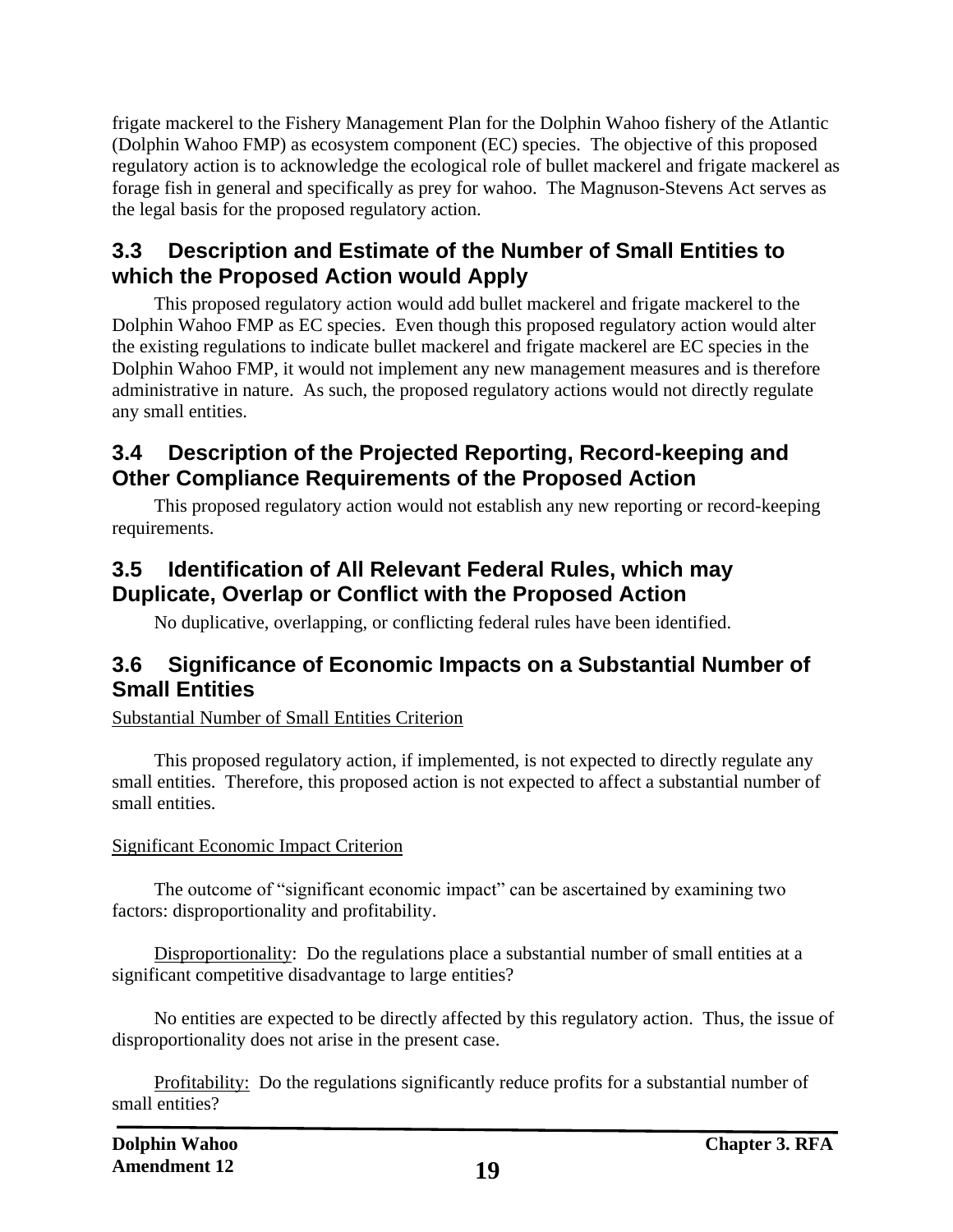frigate mackerel to the Fishery Management Plan for the Dolphin Wahoo fishery of the Atlantic (Dolphin Wahoo FMP) as ecosystem component (EC) species. The objective of this proposed regulatory action is to acknowledge the ecological role of bullet mackerel and frigate mackerel as forage fish in general and specifically as prey for wahoo. The Magnuson-Stevens Act serves as the legal basis for the proposed regulatory action.

## 3.3 Description and Estimate of the Number of Small Entities to which the Proposed Action would Apply

This proposed regulatory action would add bullet mackerel and frigate mackerel to the Dolphin Wahoo FMP as EC species. Even though this proposed regulatory action would alter the existing regulations to indicate bullet mackerel and frigate mackerel are EC species in the Dolphin Wahoo FMP, it would not implement any new management measures and is therefore administrative in nature. As such, the proposed regulatory actions would not directly regulate any small entities.

## 3.4 Description of the Projected Reporting, Record-keeping and Other Compliance Requirements of the Proposed Action

This proposed regulatory action would not establish any new reporting or record-keeping requirements.

## 3.5 Identification of All Relevant Federal Rules, which may Duplicate, Overlap or Conflict with the Proposed Action

No duplicative, overlapping, or conflicting federal rules have been identified.

## 3.6 Significance of Economic Impacts on a Substantial Number of Small Entities

Substantial Number of Small Entities Criterion

This proposed regulatory action, if implemented, is not expected to directly regulate any small entities. Therefore, this proposed action is not expected to affect a substantial number of small entities.

Significant Economic Impact Criterion

The outcome of "significant economic impact" can be ascertained by examining two factors: disproportionality and profitability.

Disproportionality: Do the regulations place a substantial number of small entities at a significant competitive disadvantage to large entities?

No entities are expected to be directly affected by this regulatory action. Thus, the issue of disproportionality does not arise in the present case.

Profitability: Do the regulations significantly reduce profits for a substantial number of small entities?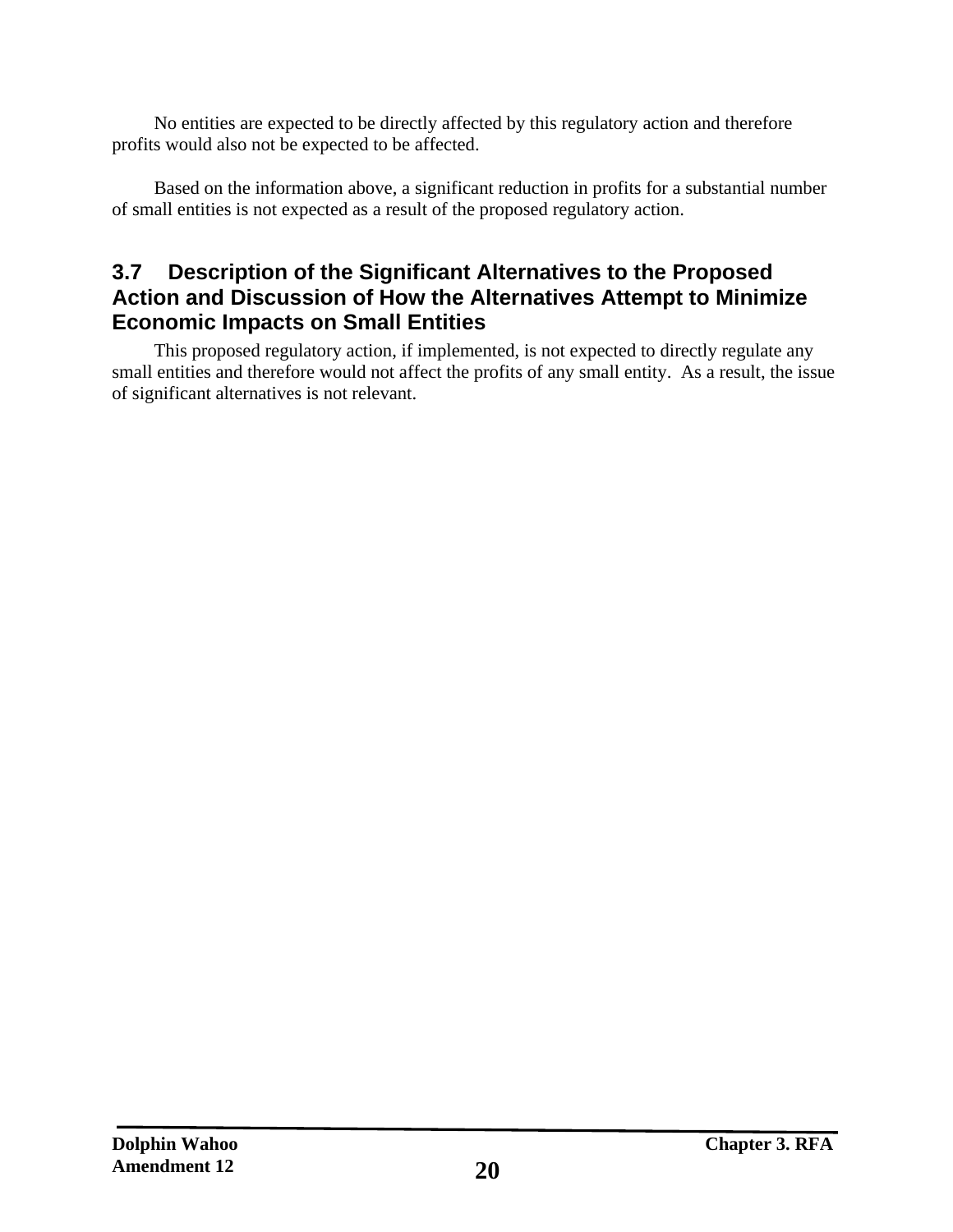No entities are expected to be directly affected by this regulatory action and therefore profits would also not be expected to be affected.

Based on the information above, a significant reduction in profits for a substantial number of small entities is not expected as a result of the proposed regulatory action.

## 3.7 Description of the Significant Alternatives to the Proposed Action and Discussion of How the Alternatives Attempt to Minimize Economic Impacts on Small Entities

This proposed regulatory action, if implemented, is not expected to directly regulate any small entities and therefore would not affect the profits of any small entity. As a result, the issue of significant alternatives is not relevant.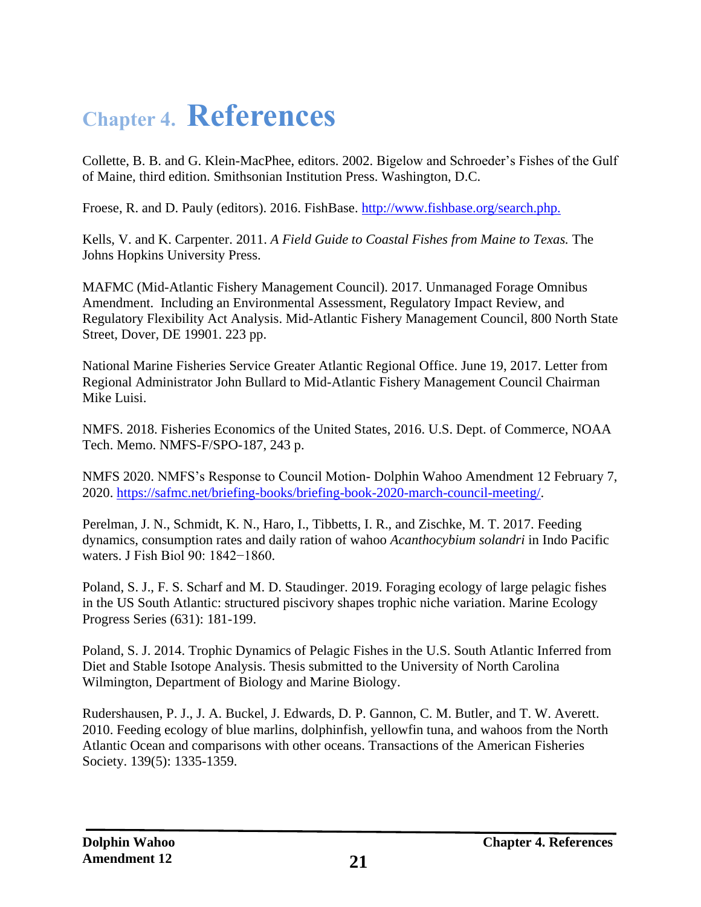# Chapter 4. References

Collette, B. B. and G. Klein-MacPhee, editors. 2002. Bigelow and Schroeder's Fishes of the Gulf of Maine, third edition. Smithsonian Institution Press. Washington, D.C.

Froese, R. and D. Pauly (editors). 2016. FishBase. http://www.fishbase.org/search.php.

Kells, V. and K. Carpenter. 2011. *A Field Guide to Coastal Fishes from Maine to Texas.* The Johns Hopkins University Press.

MAFMC (Mid-Atlantic Fishery Management Council). 2017. Unmanaged Forage Omnibus Amendment. Including an Environmental Assessment, Regulatory Impact Review, and Regulatory Flexibility Act Analysis. Mid-Atlantic Fishery Management Council, 800 North State Street, Dover, DE 19901. 223 pp.

National Marine Fisheries Service Greater Atlantic Regional Office. June 19, 2017. Letter from Regional Administrator John Bullard to Mid-Atlantic Fishery Management Council Chairman Mike Luisi.

NMFS. 2018. Fisheries Economics of the United States, 2016. U.S. Dept. of Commerce, NOAA Tech. Memo. NMFS-F/SPO-187, 243 p.

NMFS 2020. NMFS's Response to Council Motion- Dolphin Wahoo Amendment 12 February 7, 2020. https://safmc.net/briefing-books/briefing-book-2020-march-council-meeting/.

Perelman, J. N., Schmidt, K. N., Haro, I., Tibbetts, I. R., and Zischke, M. T. 2017. Feeding dynamics, consumption rates and daily ration of wahoo *Acanthocybium solandri* in Indo Pacific waters. J Fish Biol 90: 1842−1860.

Poland, S. J., F. S. Scharf and M. D. Staudinger. 2019. Foraging ecology of large pelagic fishes in the US South Atlantic: structured piscivory shapes trophic niche variation. Marine Ecology Progress Series (631): 181-199.

Poland, S. J. 2014. Trophic Dynamics of Pelagic Fishes in the U.S. South Atlantic Inferred from Diet and Stable Isotope Analysis. Thesis submitted to the University of North Carolina Wilmington, Department of Biology and Marine Biology.

Rudershausen, P. J., J. A. Buckel, J. Edwards, D. P. Gannon, C. M. Butler, and T. W. Averett. 2010. Feeding ecology of blue marlins, dolphinfish, yellowfin tuna, and wahoos from the North Atlantic Ocean and comparisons with other oceans. Transactions of the American Fisheries Society. 139(5): 1335-1359.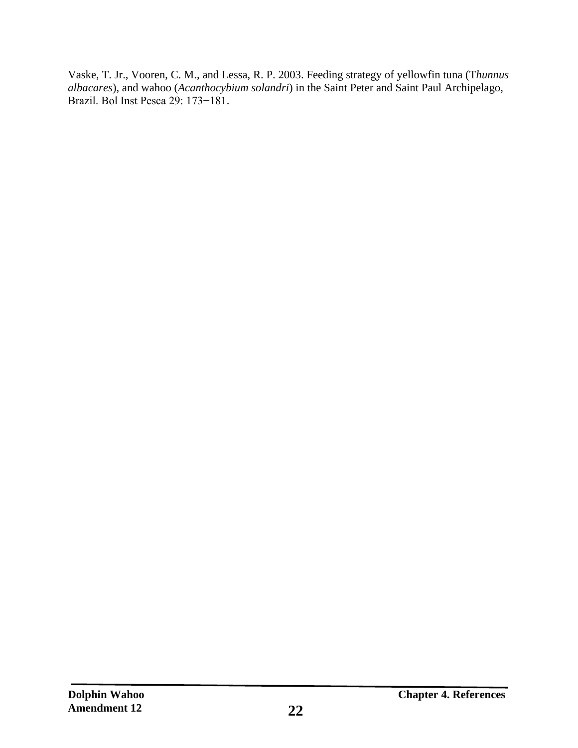Vaske, T. Jr., Vooren, C. M., and Lessa, R. P. 2003. Feeding strategy of yellowfin tuna (T*hunnus albacares*), and wahoo (*Acanthocybium solandri*) in the Saint Peter and Saint Paul Archipelago, Brazil. Bol Inst Pesca 29: 173−181.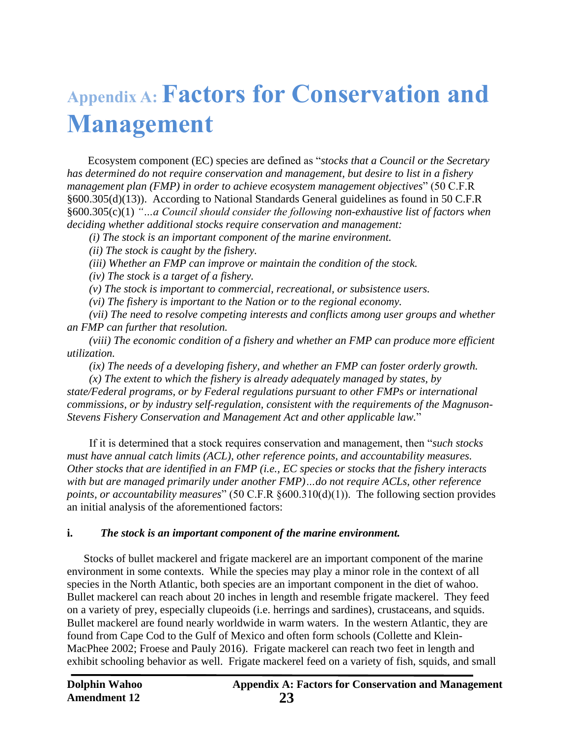# Appendix A: Factors for Conservation and Management

Ecosystem component (EC) species are defined as "*stocks that a Council or the Secretary has determined do not require conservation and management, but desire to list in a fishery management plan (FMP) in order to achieve ecosystem management objectives*" (50 C.F.R §600.305(d)(13)). According to National Standards General guidelines as found in 50 C.F.R §600.305(c)(1) *"…a Council should consider the following non-exhaustive list of factors when deciding whether additional stocks require conservation and management:*

*(i) The stock is an important component of the marine environment.*

*(ii) The stock is caught by the fishery.*

*(iii) Whether an FMP can improve or maintain the condition of the stock.*

*(iv) The stock is a target of a fishery.*

*(v) The stock is important to commercial, recreational, or subsistence users.*

*(vi) The fishery is important to the Nation or to the regional economy.*

*(vii) The need to resolve competing interests and conflicts among user groups and whether an FMP can further that resolution.*

*(viii) The economic condition of a fishery and whether an FMP can produce more efficient utilization.*

*(ix) The needs of a developing fishery, and whether an FMP can foster orderly growth.*

*(x) The extent to which the fishery is already adequately managed by states, by state/Federal programs, or by Federal regulations pursuant to other FMPs or international commissions, or by industry self-regulation, consistent with the requirements of the Magnuson-Stevens Fishery Conservation and Management Act and other applicable law.*"

If it is determined that a stock requires conservation and management, then "*such stocks must have annual catch limits (ACL), other reference points, and accountability measures. Other stocks that are identified in an FMP (i.e., EC species or stocks that the fishery interacts with but are managed primarily under another FMP)…do not require ACLs, other reference points, or accountability measures*" (50 C.F.R §600.310(d)(1)). The following section provides an initial analysis of the aforementioned factors:

**i.** ***The stock is an important component of the marine environment.***

Stocks of bullet mackerel and frigate mackerel are an important component of the marine environment in some contexts. While the species may play a minor role in the context of all species in the North Atlantic, both species are an important component in the diet of wahoo. Bullet mackerel can reach about 20 inches in length and resemble frigate mackerel. They feed on a variety of prey, especially clupeoids (i.e. herrings and sardines), crustaceans, and squids. Bullet mackerel are found nearly worldwide in warm waters. In the western Atlantic, they are found from Cape Cod to the Gulf of Mexico and often form schools (Collette and Klein-MacPhee 2002; Froese and Pauly 2016). Frigate mackerel can reach two feet in length and exhibit schooling behavior as well. Frigate mackerel feed on a variety of fish, squids, and small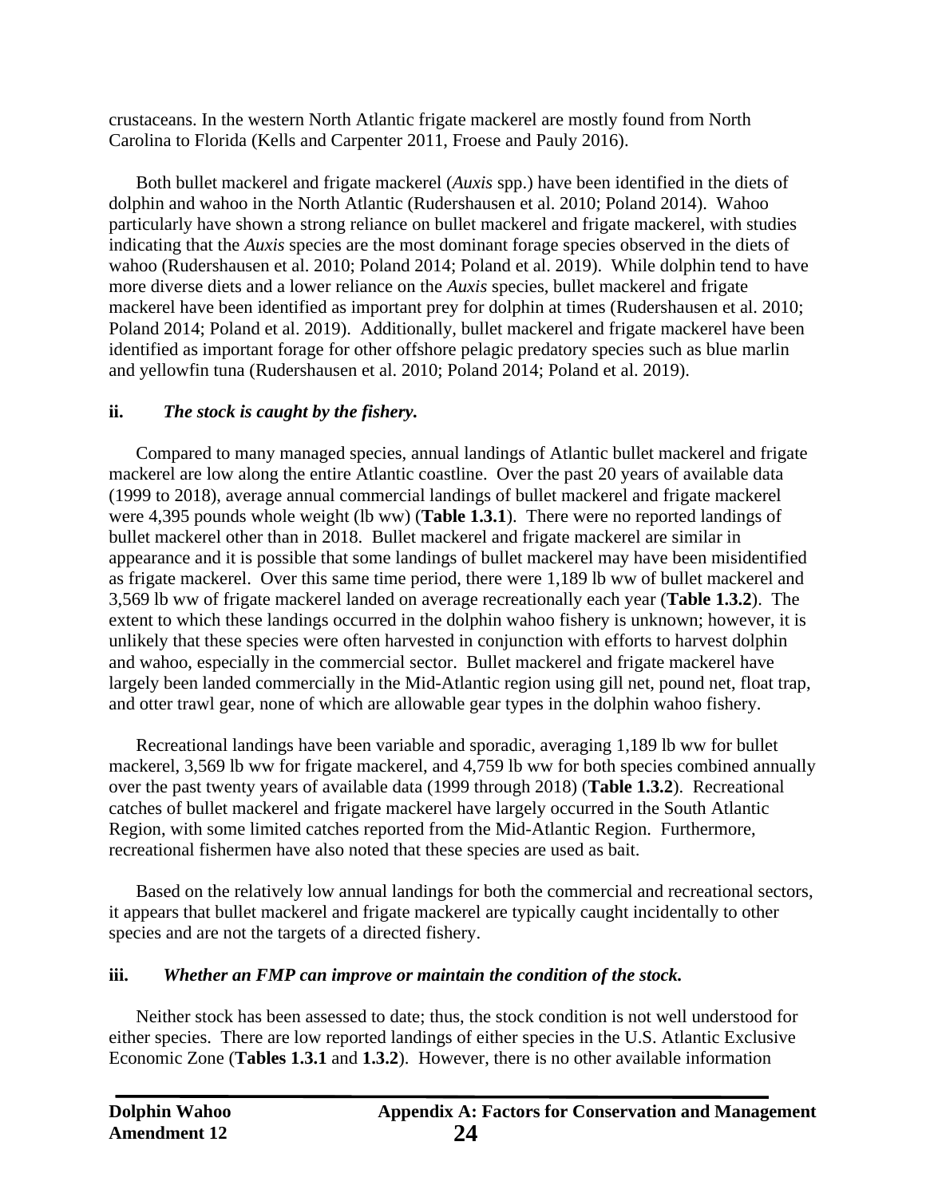crustaceans. In the western North Atlantic frigate mackerel are mostly found from North Carolina to Florida (Kells and Carpenter 2011, Froese and Pauly 2016).

Both bullet mackerel and frigate mackerel (*Auxis* spp.) have been identified in the diets of dolphin and wahoo in the North Atlantic (Rudershausen et al. 2010; Poland 2014). Wahoo particularly have shown a strong reliance on bullet mackerel and frigate mackerel, with studies indicating that the *Auxis* species are the most dominant forage species observed in the diets of wahoo (Rudershausen et al. 2010; Poland 2014; Poland et al. 2019). While dolphin tend to have more diverse diets and a lower reliance on the *Auxis* species, bullet mackerel and frigate mackerel have been identified as important prey for dolphin at times (Rudershausen et al. 2010; Poland 2014; Poland et al. 2019). Additionally, bullet mackerel and frigate mackerel have been identified as important forage for other offshore pelagic predatory species such as blue marlin and yellowfin tuna (Rudershausen et al. 2010; Poland 2014; Poland et al. 2019).

### ii. *The stock is caught by the fishery.*

Compared to many managed species, annual landings of Atlantic bullet mackerel and frigate mackerel are low along the entire Atlantic coastline. Over the past 20 years of available data (1999 to 2018), average annual commercial landings of bullet mackerel and frigate mackerel were 4,395 pounds whole weight (lb ww) (**Table 1.3.1**). There were no reported landings of bullet mackerel other than in 2018. Bullet mackerel and frigate mackerel are similar in appearance and it is possible that some landings of bullet mackerel may have been misidentified as frigate mackerel. Over this same time period, there were 1,189 lb ww of bullet mackerel and 3,569 lb ww of frigate mackerel landed on average recreationally each year (**Table 1.3.2**). The extent to which these landings occurred in the dolphin wahoo fishery is unknown; however, it is unlikely that these species were often harvested in conjunction with efforts to harvest dolphin and wahoo, especially in the commercial sector. Bullet mackerel and frigate mackerel have largely been landed commercially in the Mid-Atlantic region using gill net, pound net, float trap, and otter trawl gear, none of which are allowable gear types in the dolphin wahoo fishery.

Recreational landings have been variable and sporadic, averaging 1,189 lb ww for bullet mackerel, 3,569 lb ww for frigate mackerel, and 4,759 lb ww for both species combined annually over the past twenty years of available data (1999 through 2018) (**Table 1.3.2**). Recreational catches of bullet mackerel and frigate mackerel have largely occurred in the South Atlantic Region, with some limited catches reported from the Mid-Atlantic Region. Furthermore, recreational fishermen have also noted that these species are used as bait.

Based on the relatively low annual landings for both the commercial and recreational sectors, it appears that bullet mackerel and frigate mackerel are typically caught incidentally to other species and are not the targets of a directed fishery.

### iii. *Whether an FMP can improve or maintain the condition of the stock.*

Neither stock has been assessed to date; thus, the stock condition is not well understood for either species. There are low reported landings of either species in the U.S. Atlantic Exclusive Economic Zone (**Tables 1.3.1** and **1.3.2**). However, there is no other available information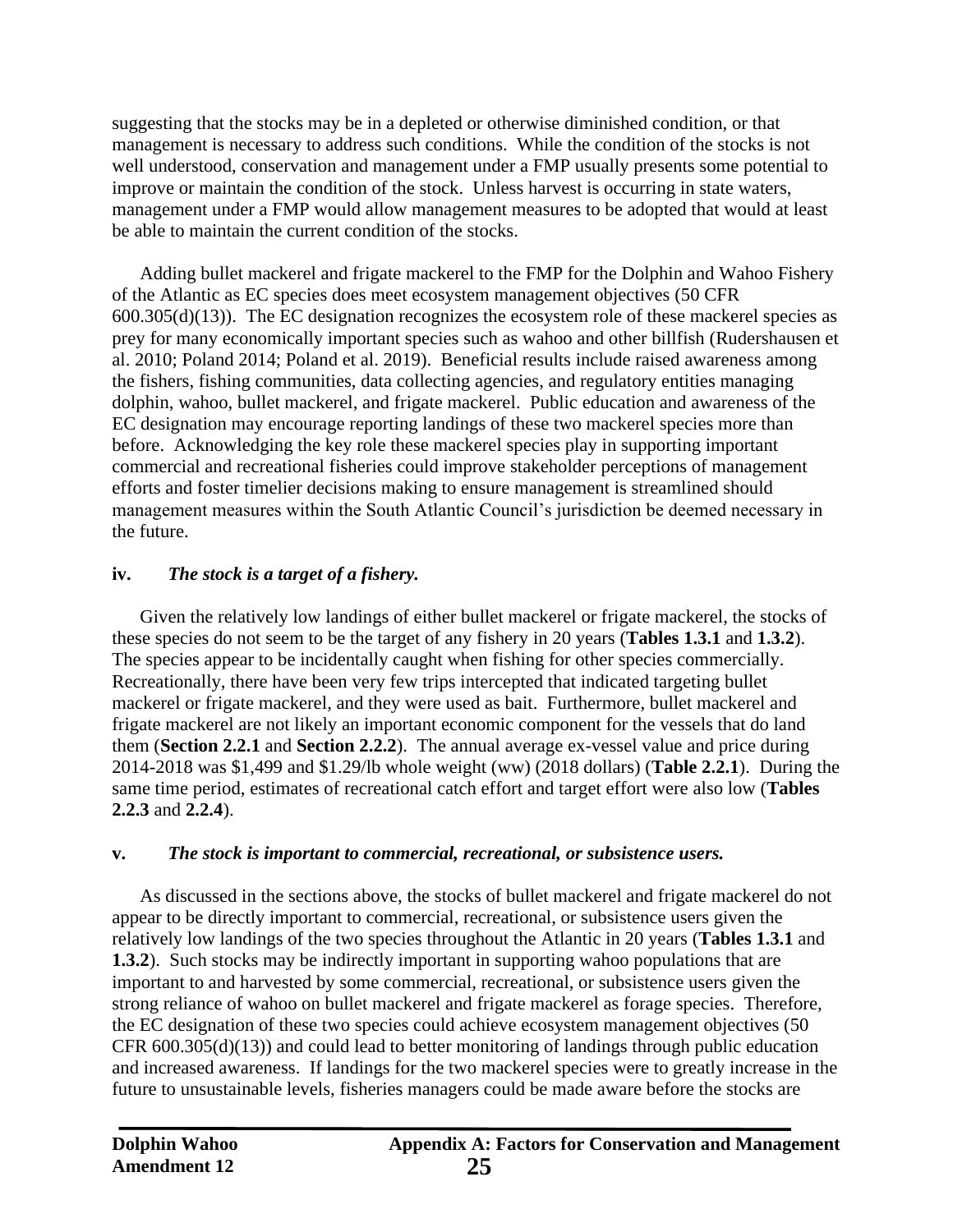suggesting that the stocks may be in a depleted or otherwise diminished condition, or that management is necessary to address such conditions. While the condition of the stocks is not well understood, conservation and management under a FMP usually presents some potential to improve or maintain the condition of the stock. Unless harvest is occurring in state waters, management under a FMP would allow management measures to be adopted that would at least be able to maintain the current condition of the stocks.

Adding bullet mackerel and frigate mackerel to the FMP for the Dolphin and Wahoo Fishery of the Atlantic as EC species does meet ecosystem management objectives (50 CFR 600.305(d)(13)). The EC designation recognizes the ecosystem role of these mackerel species as prey for many economically important species such as wahoo and other billfish (Rudershausen et al. 2010; Poland 2014; Poland et al. 2019). Beneficial results include raised awareness among the fishers, fishing communities, data collecting agencies, and regulatory entities managing dolphin, wahoo, bullet mackerel, and frigate mackerel. Public education and awareness of the EC designation may encourage reporting landings of these two mackerel species more than before. Acknowledging the key role these mackerel species play in supporting important commercial and recreational fisheries could improve stakeholder perceptions of management efforts and foster timelier decisions making to ensure management is streamlined should management measures within the South Atlantic Council's jurisdiction be deemed necessary in the future.

**iv.** ***The stock is a target of a fishery.***

Given the relatively low landings of either bullet mackerel or frigate mackerel, the stocks of these species do not seem to be the target of any fishery in 20 years (**Tables 1.3.1** and **1.3.2**). The species appear to be incidentally caught when fishing for other species commercially. Recreationally, there have been very few trips intercepted that indicated targeting bullet mackerel or frigate mackerel, and they were used as bait. Furthermore, bullet mackerel and frigate mackerel are not likely an important economic component for the vessels that do land them (**Section 2.2.1** and **Section 2.2.2**). The annual average ex-vessel value and price during 2014-2018 was $1,499 and $1.29/lb whole weight (ww) (2018 dollars) (**Table 2.2.1**). During the same time period, estimates of recreational catch effort and target effort were also low (**Tables 2.2.3** and **2.2.4**).

**v.** ***The stock is important to commercial, recreational, or subsistence users.***

As discussed in the sections above, the stocks of bullet mackerel and frigate mackerel do not appear to be directly important to commercial, recreational, or subsistence users given the relatively low landings of the two species throughout the Atlantic in 20 years (**Tables 1.3.1** and **1.3.2**). Such stocks may be indirectly important in supporting wahoo populations that are important to and harvested by some commercial, recreational, or subsistence users given the strong reliance of wahoo on bullet mackerel and frigate mackerel as forage species. Therefore, the EC designation of these two species could achieve ecosystem management objectives (50 CFR 600.305(d)(13)) and could lead to better monitoring of landings through public education and increased awareness. If landings for the two mackerel species were to greatly increase in the future to unsustainable levels, fisheries managers could be made aware before the stocks are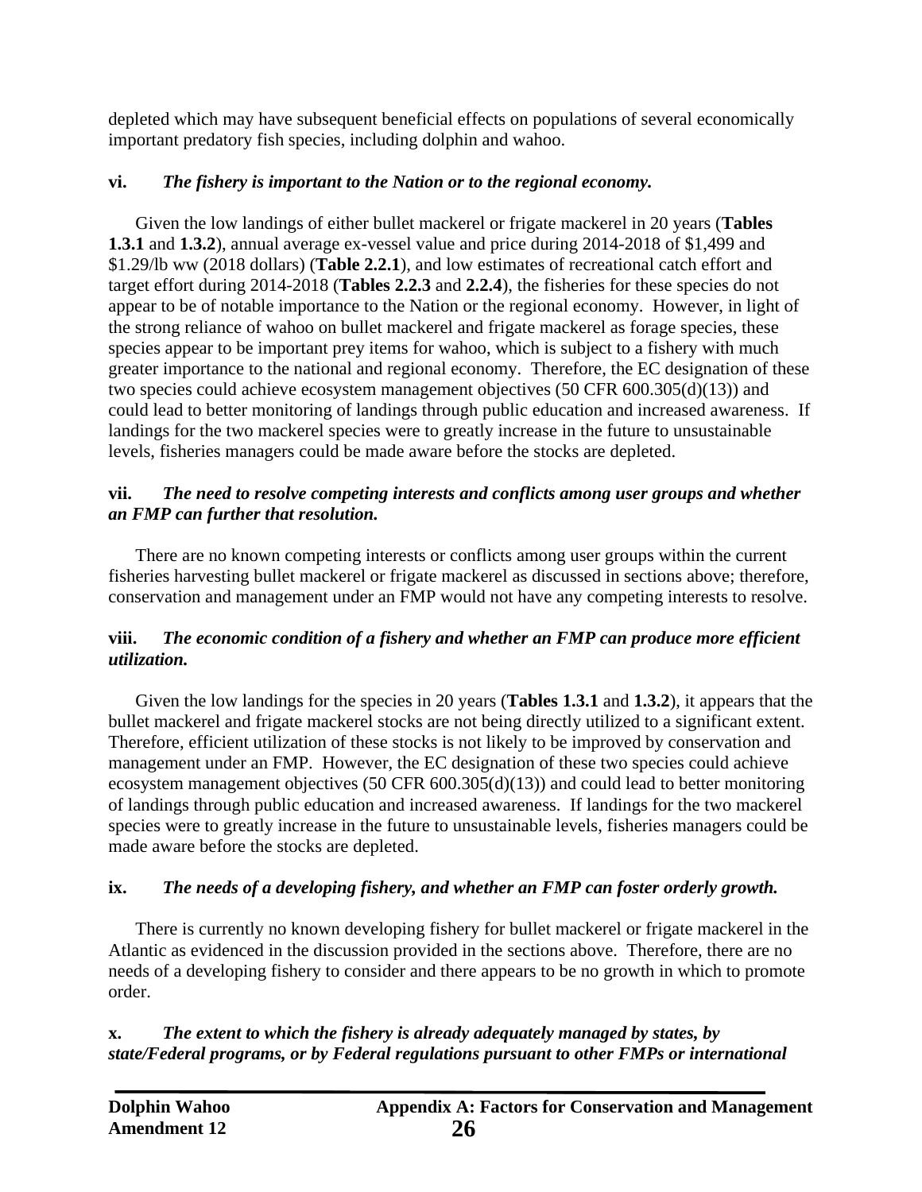depleted which may have subsequent beneficial effects on populations of several economically important predatory fish species, including dolphin and wahoo.

**vi.** ***The fishery is important to the Nation or to the regional economy.***

Given the low landings of either bullet mackerel or frigate mackerel in 20 years (**Tables 1.3.1** and **1.3.2**), annual average ex-vessel value and price during 2014-2018 of $1,499 and $1.29/lb ww (2018 dollars) (**Table 2.2.1**), and low estimates of recreational catch effort and target effort during 2014-2018 (**Tables 2.2.3** and **2.2.4**), the fisheries for these species do not appear to be of notable importance to the Nation or the regional economy. However, in light of the strong reliance of wahoo on bullet mackerel and frigate mackerel as forage species, these species appear to be important prey items for wahoo, which is subject to a fishery with much greater importance to the national and regional economy. Therefore, the EC designation of these two species could achieve ecosystem management objectives (50 CFR 600.305(d)(13)) and could lead to better monitoring of landings through public education and increased awareness. If landings for the two mackerel species were to greatly increase in the future to unsustainable levels, fisheries managers could be made aware before the stocks are depleted.

**vii.** ***The need to resolve competing interests and conflicts among user groups and whether an FMP can further that resolution.***

There are no known competing interests or conflicts among user groups within the current fisheries harvesting bullet mackerel or frigate mackerel as discussed in sections above; therefore, conservation and management under an FMP would not have any competing interests to resolve.

**viii.** ***The economic condition of a fishery and whether an FMP can produce more efficient utilization.***

Given the low landings for the species in 20 years (**Tables 1.3.1** and **1.3.2**), it appears that the bullet mackerel and frigate mackerel stocks are not being directly utilized to a significant extent. Therefore, efficient utilization of these stocks is not likely to be improved by conservation and management under an FMP. However, the EC designation of these two species could achieve ecosystem management objectives (50 CFR 600.305(d)(13)) and could lead to better monitoring of landings through public education and increased awareness. If landings for the two mackerel species were to greatly increase in the future to unsustainable levels, fisheries managers could be made aware before the stocks are depleted.

**ix.** ***The needs of a developing fishery, and whether an FMP can foster orderly growth.***

There is currently no known developing fishery for bullet mackerel or frigate mackerel in the Atlantic as evidenced in the discussion provided in the sections above. Therefore, there are no needs of a developing fishery to consider and there appears to be no growth in which to promote order.

**x.** ***The extent to which the fishery is already adequately managed by states, by state/Federal programs, or by Federal regulations pursuant to other FMPs or international***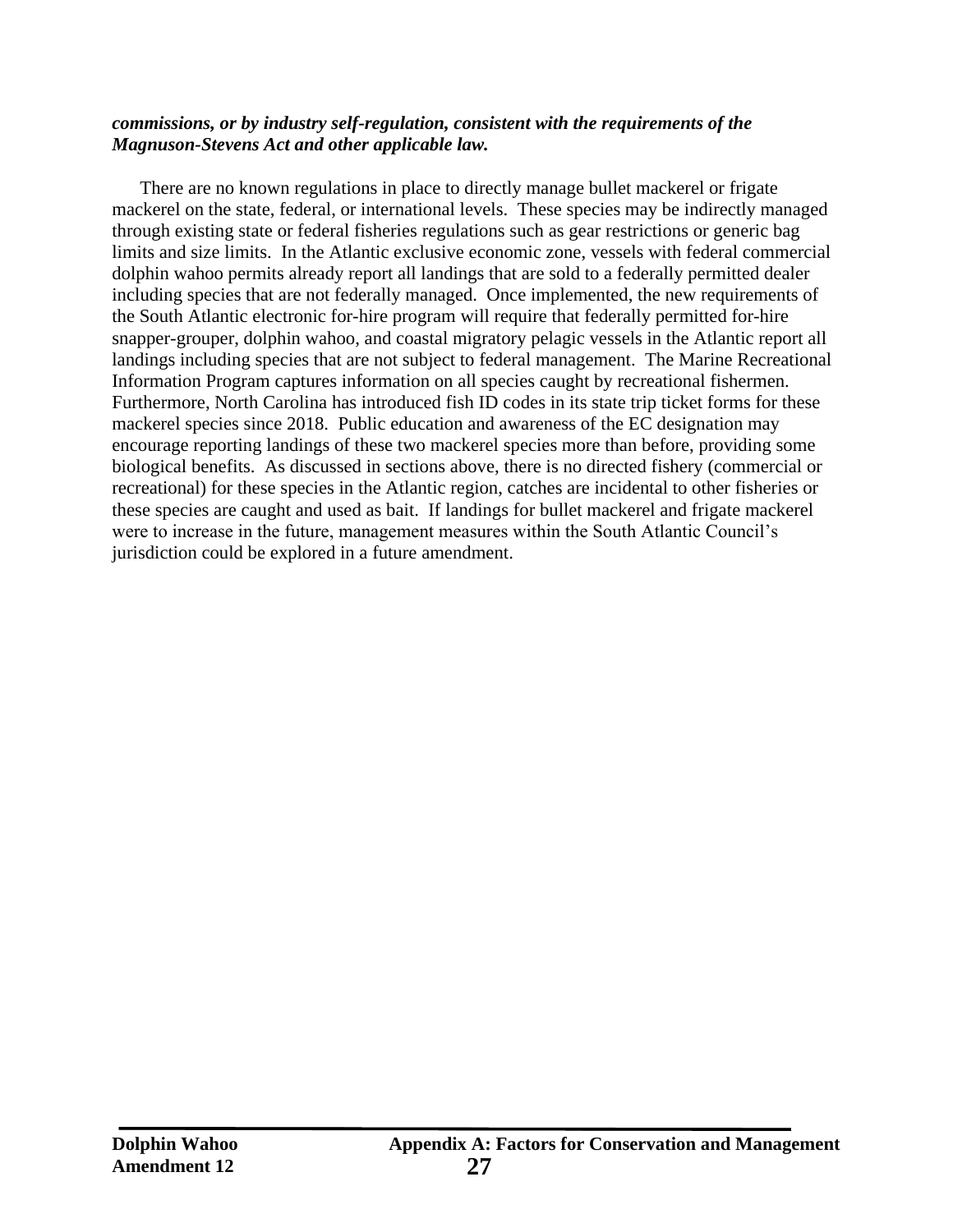***commissions, or by industry self-regulation, consistent with the requirements of the Magnuson-Stevens Act and other applicable law.***

There are no known regulations in place to directly manage bullet mackerel or frigate mackerel on the state, federal, or international levels. These species may be indirectly managed through existing state or federal fisheries regulations such as gear restrictions or generic bag limits and size limits. In the Atlantic exclusive economic zone, vessels with federal commercial dolphin wahoo permits already report all landings that are sold to a federally permitted dealer including species that are not federally managed. Once implemented, the new requirements of the South Atlantic electronic for-hire program will require that federally permitted for-hire snapper-grouper, dolphin wahoo, and coastal migratory pelagic vessels in the Atlantic report all landings including species that are not subject to federal management. The Marine Recreational Information Program captures information on all species caught by recreational fishermen. Furthermore, North Carolina has introduced fish ID codes in its state trip ticket forms for these mackerel species since 2018. Public education and awareness of the EC designation may encourage reporting landings of these two mackerel species more than before, providing some biological benefits. As discussed in sections above, there is no directed fishery (commercial or recreational) for these species in the Atlantic region, catches are incidental to other fisheries or these species are caught and used as bait. If landings for bullet mackerel and frigate mackerel were to increase in the future, management measures within the South Atlantic Council's jurisdiction could be explored in a future amendment.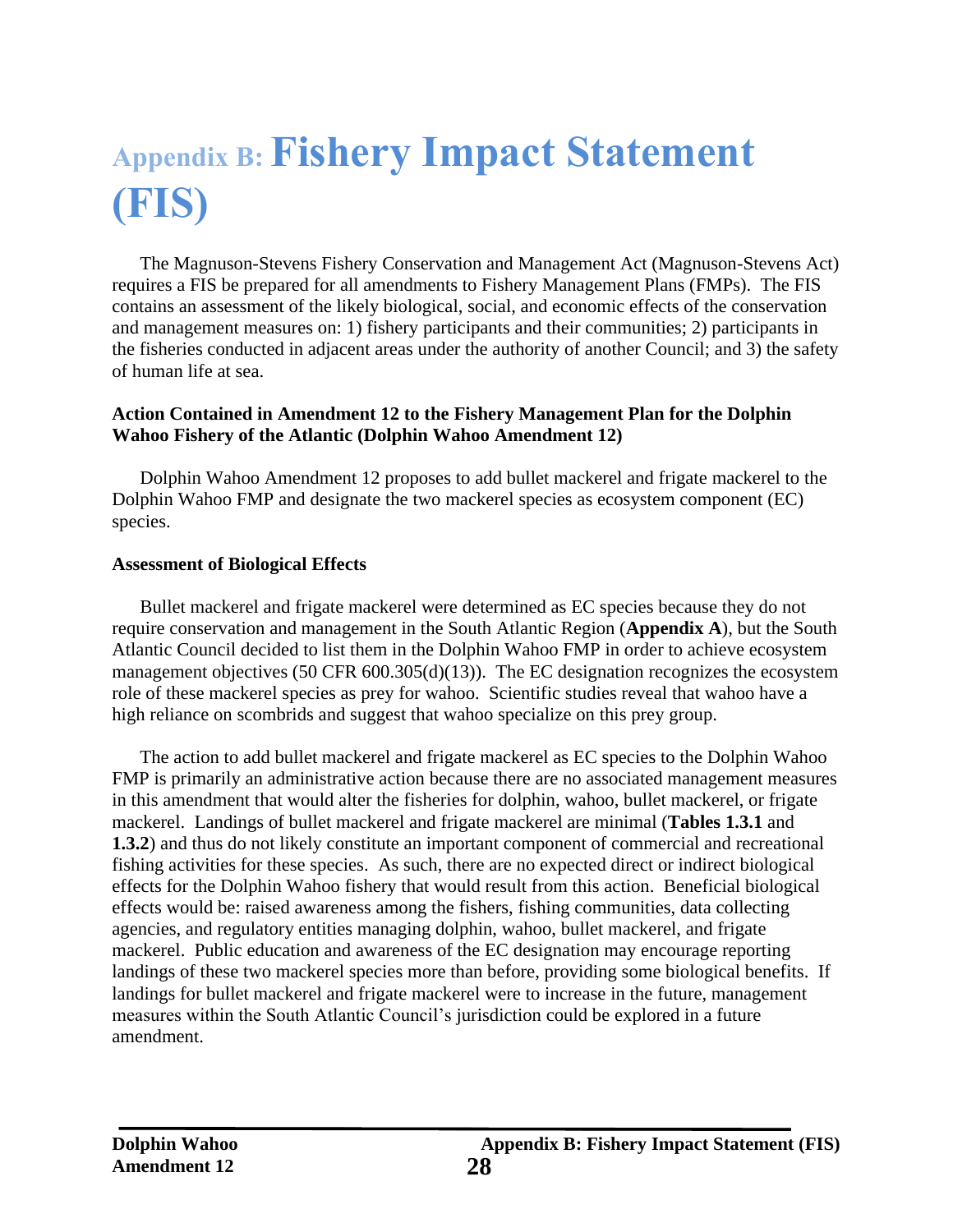# Appendix B: Fishery Impact Statement (FIS)

The Magnuson-Stevens Fishery Conservation and Management Act (Magnuson-Stevens Act) requires a FIS be prepared for all amendments to Fishery Management Plans (FMPs). The FIS contains an assessment of the likely biological, social, and economic effects of the conservation and management measures on: 1) fishery participants and their communities; 2) participants in the fisheries conducted in adjacent areas under the authority of another Council; and 3) the safety of human life at sea.

**Action Contained in Amendment 12 to the Fishery Management Plan for the Dolphin Wahoo Fishery of the Atlantic (Dolphin Wahoo Amendment 12)**

Dolphin Wahoo Amendment 12 proposes to add bullet mackerel and frigate mackerel to the Dolphin Wahoo FMP and designate the two mackerel species as ecosystem component (EC) species.

**Assessment of Biological Effects**

Bullet mackerel and frigate mackerel were determined as EC species because they do not require conservation and management in the South Atlantic Region (**Appendix A**), but the South Atlantic Council decided to list them in the Dolphin Wahoo FMP in order to achieve ecosystem management objectives (50 CFR 600.305(d)(13)). The EC designation recognizes the ecosystem role of these mackerel species as prey for wahoo. Scientific studies reveal that wahoo have a high reliance on scombrids and suggest that wahoo specialize on this prey group.

The action to add bullet mackerel and frigate mackerel as EC species to the Dolphin Wahoo FMP is primarily an administrative action because there are no associated management measures in this amendment that would alter the fisheries for dolphin, wahoo, bullet mackerel, or frigate mackerel. Landings of bullet mackerel and frigate mackerel are minimal (**Tables 1.3.1** and **1.3.2**) and thus do not likely constitute an important component of commercial and recreational fishing activities for these species. As such, there are no expected direct or indirect biological effects for the Dolphin Wahoo fishery that would result from this action. Beneficial biological effects would be: raised awareness among the fishers, fishing communities, data collecting agencies, and regulatory entities managing dolphin, wahoo, bullet mackerel, and frigate mackerel. Public education and awareness of the EC designation may encourage reporting landings of these two mackerel species more than before, providing some biological benefits. If landings for bullet mackerel and frigate mackerel were to increase in the future, management measures within the South Atlantic Council's jurisdiction could be explored in a future amendment.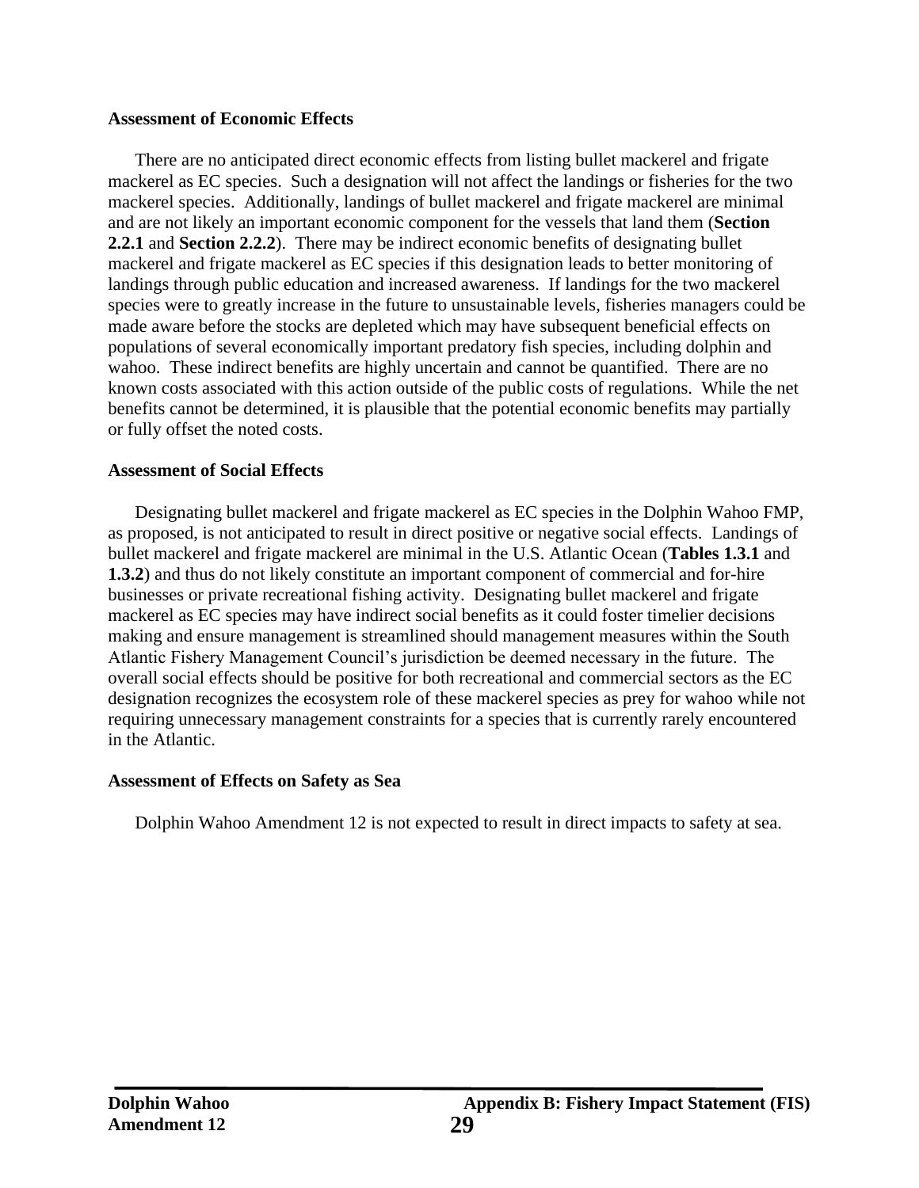**Assessment of Economic Effects**

There are no anticipated direct economic effects from listing bullet mackerel and frigate mackerel as EC species. Such a designation will not affect the landings or fisheries for the two mackerel species. Additionally, landings of bullet mackerel and frigate mackerel are minimal and are not likely an important economic component for the vessels that land them (**Section 2.2.1** and **Section 2.2.2**). There may be indirect economic benefits of designating bullet mackerel and frigate mackerel as EC species if this designation leads to better monitoring of landings through public education and increased awareness. If landings for the two mackerel species were to greatly increase in the future to unsustainable levels, fisheries managers could be made aware before the stocks are depleted which may have subsequent beneficial effects on populations of several economically important predatory fish species, including dolphin and wahoo. These indirect benefits are highly uncertain and cannot be quantified. There are no known costs associated with this action outside of the public costs of regulations. While the net benefits cannot be determined, it is plausible that the potential economic benefits may partially or fully offset the noted costs.

**Assessment of Social Effects**

Designating bullet mackerel and frigate mackerel as EC species in the Dolphin Wahoo FMP, as proposed, is not anticipated to result in direct positive or negative social effects. Landings of bullet mackerel and frigate mackerel are minimal in the U.S. Atlantic Ocean (**Tables 1.3.1** and **1.3.2**) and thus do not likely constitute an important component of commercial and for-hire businesses or private recreational fishing activity. Designating bullet mackerel and frigate mackerel as EC species may have indirect social benefits as it could foster timelier decisions making and ensure management is streamlined should management measures within the South Atlantic Fishery Management Council's jurisdiction be deemed necessary in the future. The overall social effects should be positive for both recreational and commercial sectors as the EC designation recognizes the ecosystem role of these mackerel species as prey for wahoo while not requiring unnecessary management constraints for a species that is currently rarely encountered in the Atlantic.

**Assessment of Effects on Safety as Sea**

Dolphin Wahoo Amendment 12 is not expected to result in direct impacts to safety at sea.